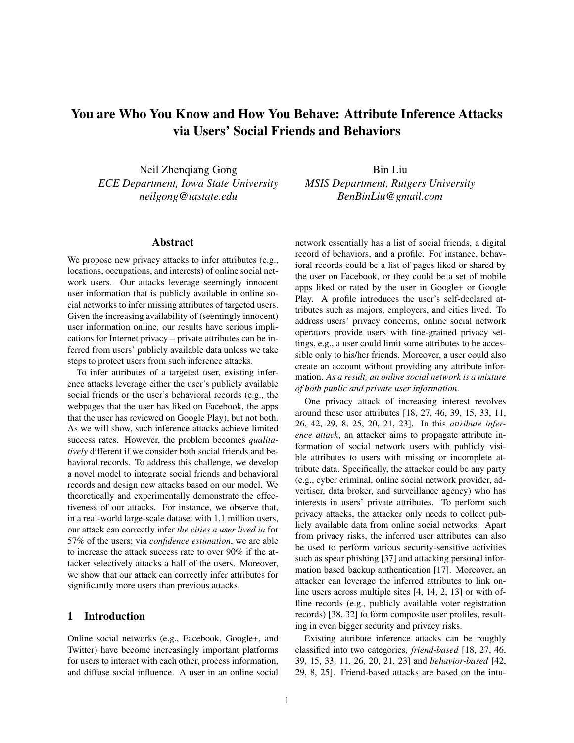# You are Who You Know and How You Behave: Attribute Inference Attacks via Users' Social Friends and Behaviors

Neil Zhenqiang Gong
*ECE Department, Iowa State University*
*neilgong@iastate.edu*

Bin Liu
*MSIS Department, Rutgers University*
*BenBinLiu@gmail.com*

## Abstract

We propose new privacy attacks to infer attributes (e.g., locations, occupations, and interests) of online social network users. Our attacks leverage seemingly innocent user information that is publicly available in online social networks to infer missing attributes of targeted users. Given the increasing availability of (seemingly innocent) user information online, our results have serious implications for Internet privacy – private attributes can be inferred from users' publicly available data unless we take steps to protect users from such inference attacks.

To infer attributes of a targeted user, existing inference attacks leverage either the user's publicly available social friends or the user's behavioral records (e.g., the webpages that the user has liked on Facebook, the apps that the user has reviewed on Google Play), but not both. As we will show, such inference attacks achieve limited success rates. However, the problem becomes *qualitatively* different if we consider both social friends and behavioral records. To address this challenge, we develop a novel model to integrate social friends and behavioral records and design new attacks based on our model. We theoretically and experimentally demonstrate the effectiveness of our attacks. For instance, we observe that, in a real-world large-scale dataset with 1.1 million users, our attack can correctly infer *the cities a user lived in* for 57% of the users; via *confidence estimation*, we are able to increase the attack success rate to over 90% if the attacker selectively attacks a half of the users. Moreover, we show that our attack can correctly infer attributes for significantly more users than previous attacks.

## 1 Introduction

Online social networks (e.g., Facebook, Google+, and Twitter) have become increasingly important platforms for users to interact with each other, process information, and diffuse social influence. A user in an online social network essentially has a list of social friends, a digital record of behaviors, and a profile. For instance, behavioral records could be a list of pages liked or shared by the user on Facebook, or they could be a set of mobile apps liked or rated by the user in Google+ or Google Play. A profile introduces the user's self-declared attributes such as majors, employers, and cities lived. To address users' privacy concerns, online social network operators provide users with fine-grained privacy settings, e.g., a user could limit some attributes to be accessible only to his/her friends. Moreover, a user could also create an account without providing any attribute information. *As a result, an online social network is a mixture of both public and private user information*.

One privacy attack of increasing interest revolves around these user attributes [18, 27, 46, 39, 15, 33, 11, 26, 42, 29, 8, 25, 20, 21, 23]. In this *attribute inference attack*, an attacker aims to propagate attribute information of social network users with publicly visible attributes to users with missing or incomplete attribute data. Specifically, the attacker could be any party (e.g., cyber criminal, online social network provider, advertiser, data broker, and surveillance agency) who has interests in users' private attributes. To perform such privacy attacks, the attacker only needs to collect publicly available data from online social networks. Apart from privacy risks, the inferred user attributes can also be used to perform various security-sensitive activities such as spear phishing [37] and attacking personal information based backup authentication [17]. Moreover, an attacker can leverage the inferred attributes to link online users across multiple sites [4, 14, 2, 13] or with offline records (e.g., publicly available voter registration records) [38, 32] to form composite user profiles, resulting in even bigger security and privacy risks.

Existing attribute inference attacks can be roughly classified into two categories, *friend-based* [18, 27, 46, 39, 15, 33, 11, 26, 20, 21, 23] and *behavior-based* [42, 29, 8, 25]. Friend-based attacks are based on the intu-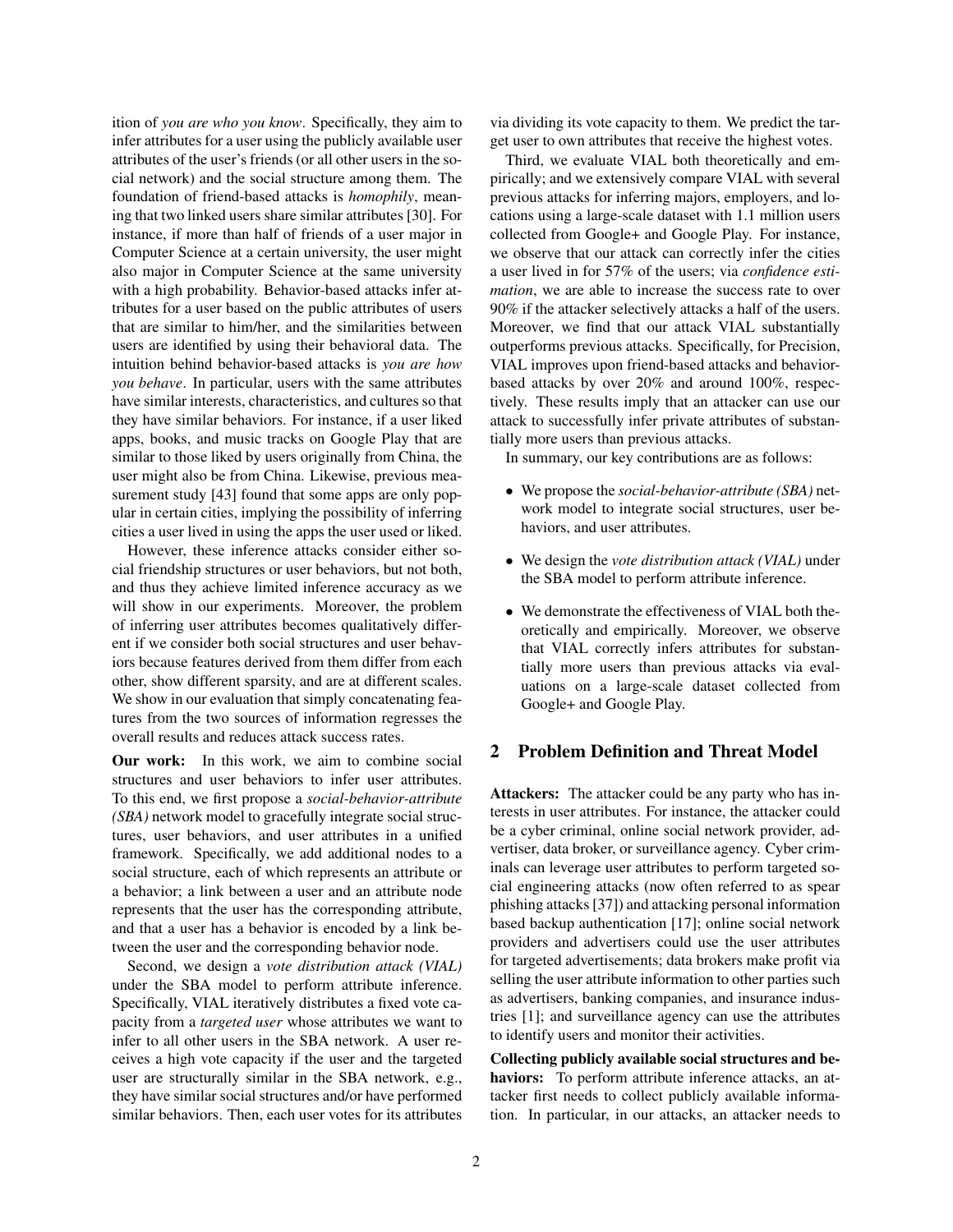ition of *you are who you know*. Specifically, they aim to infer attributes for a user using the publicly available user attributes of the user's friends (or all other users in the social network) and the social structure among them. The foundation of friend-based attacks is *homophily*, meaning that two linked users share similar attributes [30]. For instance, if more than half of friends of a user major in Computer Science at a certain university, the user might also major in Computer Science at the same university with a high probability. Behavior-based attacks infer attributes for a user based on the public attributes of users that are similar to him/her, and the similarities between users are identified by using their behavioral data. The intuition behind behavior-based attacks is *you are how you behave*. In particular, users with the same attributes have similar interests, characteristics, and cultures so that they have similar behaviors. For instance, if a user liked apps, books, and music tracks on Google Play that are similar to those liked by users originally from China, the user might also be from China. Likewise, previous measurement study [43] found that some apps are only popular in certain cities, implying the possibility of inferring cities a user lived in using the apps the user used or liked.

However, these inference attacks consider either social friendship structures or user behaviors, but not both, and thus they achieve limited inference accuracy as we will show in our experiments. Moreover, the problem of inferring user attributes becomes qualitatively different if we consider both social structures and user behaviors because features derived from them differ from each other, show different sparsity, and are at different scales. We show in our evaluation that simply concatenating features from the two sources of information regresses the overall results and reduces attack success rates.

**Our work:** In this work, we aim to combine social structures and user behaviors to infer user attributes. To this end, we first propose a *social-behavior-attribute (SBA)* network model to gracefully integrate social structures, user behaviors, and user attributes in a unified framework. Specifically, we add additional nodes to a social structure, each of which represents an attribute or a behavior; a link between a user and an attribute node represents that the user has the corresponding attribute, and that a user has a behavior is encoded by a link between the user and the corresponding behavior node.

Second, we design a *vote distribution attack (VIAL)* under the SBA model to perform attribute inference. Specifically, VIAL iteratively distributes a fixed vote capacity from a *targeted user* whose attributes we want to infer to all other users in the SBA network. A user receives a high vote capacity if the user and the targeted user are structurally similar in the SBA network, e.g., they have similar social structures and/or have performed similar behaviors. Then, each user votes for its attributes via dividing its vote capacity to them. We predict the target user to own attributes that receive the highest votes.

Third, we evaluate VIAL both theoretically and empirically; and we extensively compare VIAL with several previous attacks for inferring majors, employers, and locations using a large-scale dataset with 1.1 million users collected from Google+ and Google Play. For instance, we observe that our attack can correctly infer the cities a user lived in for 57% of the users; via *confidence estimation*, we are able to increase the success rate to over 90% if the attacker selectively attacks a half of the users. Moreover, we find that our attack VIAL substantially outperforms previous attacks. Specifically, for Precision, VIAL improves upon friend-based attacks and behavior-based attacks by over 20% and around 100%, respectively. These results imply that an attacker can use our attack to successfully infer private attributes of substantially more users than previous attacks.

In summary, our key contributions are as follows:

- We propose the *social-behavior-attribute (SBA)* network model to integrate social structures, user behaviors, and user attributes.
- We design the *vote distribution attack (VIAL)* under the SBA model to perform attribute inference.
- We demonstrate the effectiveness of VIAL both theoretically and empirically. Moreover, we observe that VIAL correctly infers attributes for substantially more users than previous attacks via evaluations on a large-scale dataset collected from Google+ and Google Play.

## 2 Problem Definition and Threat Model

**Attackers:** The attacker could be any party who has interests in user attributes. For instance, the attacker could be a cyber criminal, online social network provider, advertiser, data broker, or surveillance agency. Cyber criminals can leverage user attributes to perform targeted social engineering attacks (now often referred to as spear phishing attacks [37]) and attacking personal information based backup authentication [17]; online social network providers and advertisers could use the user attributes for targeted advertisements; data brokers make profit via selling the user attribute information to other parties such as advertisers, banking companies, and insurance industries [1]; and surveillance agency can use the attributes to identify users and monitor their activities.

**Collecting publicly available social structures and behaviors:** To perform attribute inference attacks, an attacker first needs to collect publicly available information. In particular, in our attacks, an attacker needs to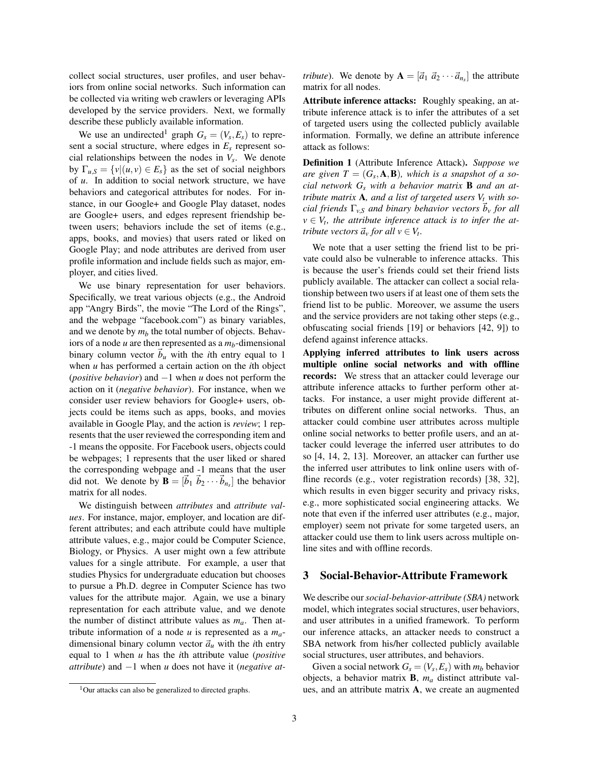collect social structures, user profiles, and user behaviors from online social networks. Such information can be collected via writing web crawlers or leveraging APIs developed by the service providers. Next, we formally describe these publicly available information.

We use an undirected[1] graph $G_s = (V_s, E_s)$ to represent a social structure, where edges in $E_s$ represent social relationships between the nodes in $V_s$. We denote by $\Gamma_{u,S} = \{v|(u,v) \in E_s\}$ as the set of social neighbors of $u$. In addition to social network structure, we have behaviors and categorical attributes for nodes. For instance, in our Google+ and Google Play dataset, nodes are Google+ users, and edges represent friendship between users; behaviors include the set of items (e.g., apps, books, and movies) that users rated or liked on Google Play; and node attributes are derived from user profile information and include fields such as major, employer, and cities lived.

We use binary representation for user behaviors. Specifically, we treat various objects (e.g., the Android app "Angry Birds", the movie "The Lord of the Rings", and the webpage "facebook.com") as binary variables, and we denote by $m_b$ the total number of objects. Behaviors of a node $u$ are then represented as a $m_b$-dimensional binary column vector $\vec{b}_u$ with the $i$th entry equal to 1 when $u$ has performed a certain action on the $i$th object (*positive behavior*) and $-1$ when $u$ does not perform the action on it (*negative behavior*). For instance, when we consider user review behaviors for Google+ users, objects could be items such as apps, books, and movies available in Google Play, and the action is *review*; 1 represents that the user reviewed the corresponding item and -1 means the opposite. For Facebook users, objects could be webpages; 1 represents that the user liked or shared the corresponding webpage and -1 means that the user did not. We denote by $\mathbf{B} = [\vec{b}_1 \ \vec{b}_2 \cdots \vec{b}_{n_s}]$ the behavior matrix for all nodes.

We distinguish between *attributes* and *attribute values*. For instance, major, employer, and location are different attributes; and each attribute could have multiple attribute values, e.g., major could be Computer Science, Biology, or Physics. A user might own a few attribute values for a single attribute. For example, a user that studies Physics for undergraduate education but chooses to pursue a Ph.D. degree in Computer Science has two values for the attribute major. Again, we use a binary representation for each attribute value, and we denote the number of distinct attribute values as $m_a$. Then attribute information of a node $u$ is represented as a $m_a$-dimensional binary column vector $\vec{a}_u$ with the $i$th entry equal to 1 when $u$ has the $i$th attribute value (*positive attribute*) and $-1$ when $u$ does not have it (*negative attribute*). We denote by $\mathbf{A} = [\vec{a}_1 \ \vec{a}_2 \cdots \vec{a}_{n_s}]$ the attribute matrix for all nodes.

**Attribute inference attacks:** Roughly speaking, an attribute inference attack is to infer the attributes of a set of targeted users using the collected publicly available information. Formally, we define an attribute inference attack as follows:

**Definition 1** (Attribute Inference Attack)**.** *Suppose we are given $T = (G_s, \mathbf{A}, \mathbf{B})$, which is a snapshot of a social network $G_s$ with a behavior matrix $\mathbf{B}$ and an attribute matrix $\mathbf{A}$, and a list of targeted users $V_t$ with social friends $\Gamma_{v,S}$ and binary behavior vectors $\vec{b}_v$ for all $v \in V_t$, the attribute inference attack is to infer the attribute vectors $\vec{a}_v$ for all $v \in V_t$.*

We note that a user setting the friend list to be private could also be vulnerable to inference attacks. This is because the user's friends could set their friend lists publicly available. The attacker can collect a social relationship between two users if at least one of them sets the friend list to be public. Moreover, we assume the users and the service providers are not taking other steps (e.g., obfuscating social friends [19] or behaviors [42, 9]) to defend against inference attacks.

**Applying inferred attributes to link users across multiple online social networks and with offline records:** We stress that an attacker could leverage our attribute inference attacks to further perform other attacks. For instance, a user might provide different attributes on different online social networks. Thus, an attacker could combine user attributes across multiple online social networks to better profile users, and an attacker could leverage the inferred user attributes to do so [4, 14, 2, 13]. Moreover, an attacker can further use the inferred user attributes to link online users with offline records (e.g., voter registration records) [38, 32], which results in even bigger security and privacy risks, e.g., more sophisticated social engineering attacks. We note that even if the inferred user attributes (e.g., major, employer) seem not private for some targeted users, an attacker could use them to link users across multiple online sites and with offline records.

## 3 Social-Behavior-Attribute Framework

We describe our *social-behavior-attribute (SBA)* network model, which integrates social structures, user behaviors, and user attributes in a unified framework. To perform our inference attacks, an attacker needs to construct a SBA network from his/her collected publicly available social structures, user attributes, and behaviors.

Given a social network $G_s = (V_s, E_s)$ with $m_b$ behavior objects, a behavior matrix $\mathbf{B}$, $m_a$ distinct attribute values, and an attribute matrix $\mathbf{A}$, we create an augmented

[1] Our attacks can also be generalized to directed graphs.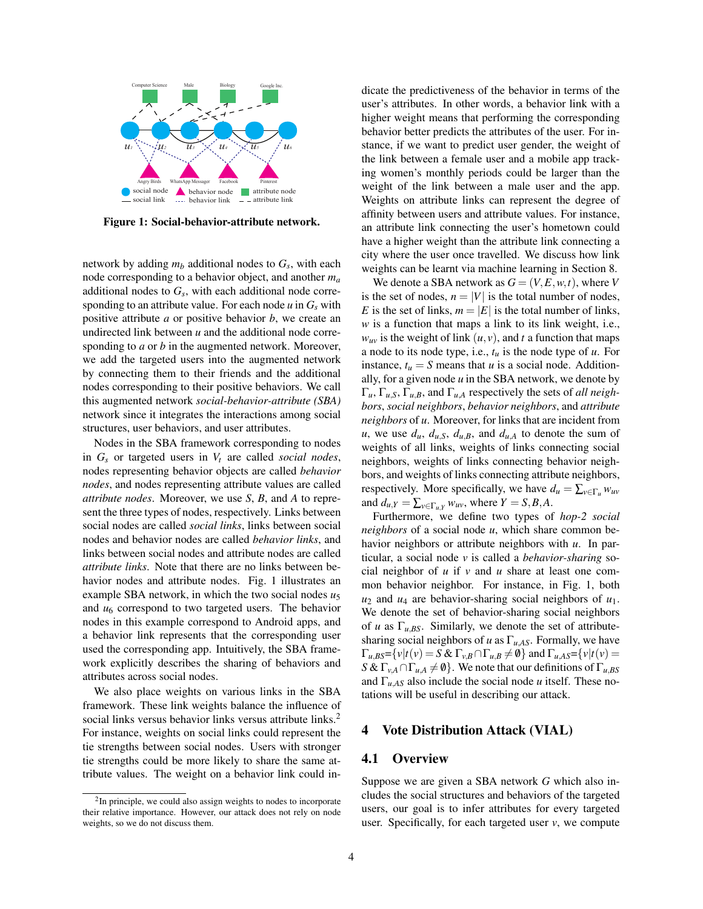**Figure 1: Social-behavior-attribute network.**

network by adding $m_b$ additional nodes to $G_s$, with each node corresponding to a behavior object, and another $m_a$ additional nodes to $G_s$, with each additional node corresponding to an attribute value. For each node $u$ in $G_s$ with positive attribute $a$ or positive behavior $b$, we create an undirected link between $u$ and the additional node corresponding to $a$ or $b$ in the augmented network. Moreover, we add the targeted users into the augmented network by connecting them to their friends and the additional nodes corresponding to their positive behaviors. We call this augmented network *social-behavior-attribute (SBA)* network since it integrates the interactions among social structures, user behaviors, and user attributes.

Nodes in the SBA framework corresponding to nodes in $G_s$ or targeted users in $V_t$ are called *social nodes*, nodes representing behavior objects are called *behavior nodes*, and nodes representing attribute values are called *attribute nodes*. Moreover, we use $S$, $B$, and $A$ to represent the three types of nodes, respectively. Links between social nodes are called *social links*, links between social nodes and behavior nodes are called *behavior links*, and links between social nodes and attribute nodes are called *attribute links*. Note that there are no links between behavior nodes and attribute nodes. Fig. 1 illustrates an example SBA network, in which the two social nodes $u_5$ and $u_6$ correspond to two targeted users. The behavior nodes in this example correspond to Android apps, and a behavior link represents that the corresponding user used the corresponding app. Intuitively, the SBA framework explicitly describes the sharing of behaviors and attributes across social nodes.

We also place weights on various links in the SBA framework. These link weights balance the influence of social links versus behavior links versus attribute links.[2] For instance, weights on social links could represent the tie strengths between social nodes. Users with stronger tie strengths could be more likely to share the same attribute values. The weight on a behavior link could indicate the predictiveness of the behavior in terms of the user's attributes. In other words, a behavior link with a higher weight means that performing the corresponding behavior better predicts the attributes of the user. For instance, if we want to predict user gender, the weight of the link between a female user and a mobile app tracking women's monthly periods could be larger than the weight of the link between a male user and the app. Weights on attribute links can represent the degree of affinity between users and attribute values. For instance, an attribute link connecting the user's hometown could have a higher weight than the attribute link connecting a city where the user once travelled. We discuss how link weights can be learnt via machine learning in Section 8.

We denote a SBA network as $G = (V, E, w, t)$, where $V$ is the set of nodes, $n = |V|$ is the total number of nodes, $E$ is the set of links, $m = |E|$ is the total number of links, $w$ is a function that maps a link to its link weight, i.e., $w_{uv}$ is the weight of link $(u, v)$, and $t$ a function that maps a node to its node type, i.e., $t_u$ is the node type of $u$. For instance, $t_u = S$ means that $u$ is a social node. Additionally, for a given node $u$ in the SBA network, we denote by $\Gamma_u$, $\Gamma_{u,S}$, $\Gamma_{u,B}$, and $\Gamma_{u,A}$ respectively the sets of *all neighbors*, *social neighbors*, *behavior neighbors*, and *attribute neighbors* of $u$. Moreover, for links that are incident from $u$, we use $d_u$, $d_{u,S}$, $d_{u,B}$, and $d_{u,A}$ to denote the sum of weights of all links, weights of links connecting social neighbors, weights of links connecting behavior neighbors, and weights of links connecting attribute neighbors, respectively. More specifically, we have $d_u = \sum_{v \in \Gamma_u} w_{uv}$ and $d_{u,Y} = \sum_{v \in \Gamma_{u,Y}} w_{uv}$, where $Y = S, B, A$.

Furthermore, we define two types of *hop-2 social neighbors* of a social node $u$, which share common behavior neighbors or attribute neighbors with $u$. In particular, a social node $v$ is called a *behavior-sharing* social neighbor of $u$ if $v$ and $u$ share at least one common behavior neighbor. For instance, in Fig. 1, both $u_2$ and $u_4$ are behavior-sharing social neighbors of $u_1$. We denote the set of behavior-sharing social neighbors of $u$ as $\Gamma_{u,BS}$. Similarly, we denote the set of attribute-sharing social neighbors of $u$ as $\Gamma_{u,AS}$. Formally, we have $\Gamma_{u,BS}=\{v | t(v) = S \;\&\; \Gamma_{v,B} \cap \Gamma_{u,B} \neq \emptyset\}$ and $\Gamma_{u,AS}=\{v | t(v) = S \;\&\; \Gamma_{v,A} \cap \Gamma_{u,A} \neq \emptyset\}$. We note that our definitions of $\Gamma_{u,BS}$ and $\Gamma_{u,AS}$ also include the social node $u$ itself. These notations will be useful in describing our attack.

## 4 Vote Distribution Attack (VIAL)

### 4.1 Overview

Suppose we are given a SBA network $G$ which also includes the social structures and behaviors of the targeted users, our goal is to infer attributes for every targeted user. Specifically, for each targeted user $v$, we compute

[2] In principle, we could also assign weights to nodes to incorporate their relative importance. However, our attack does not rely on node weights, so we do not discuss them.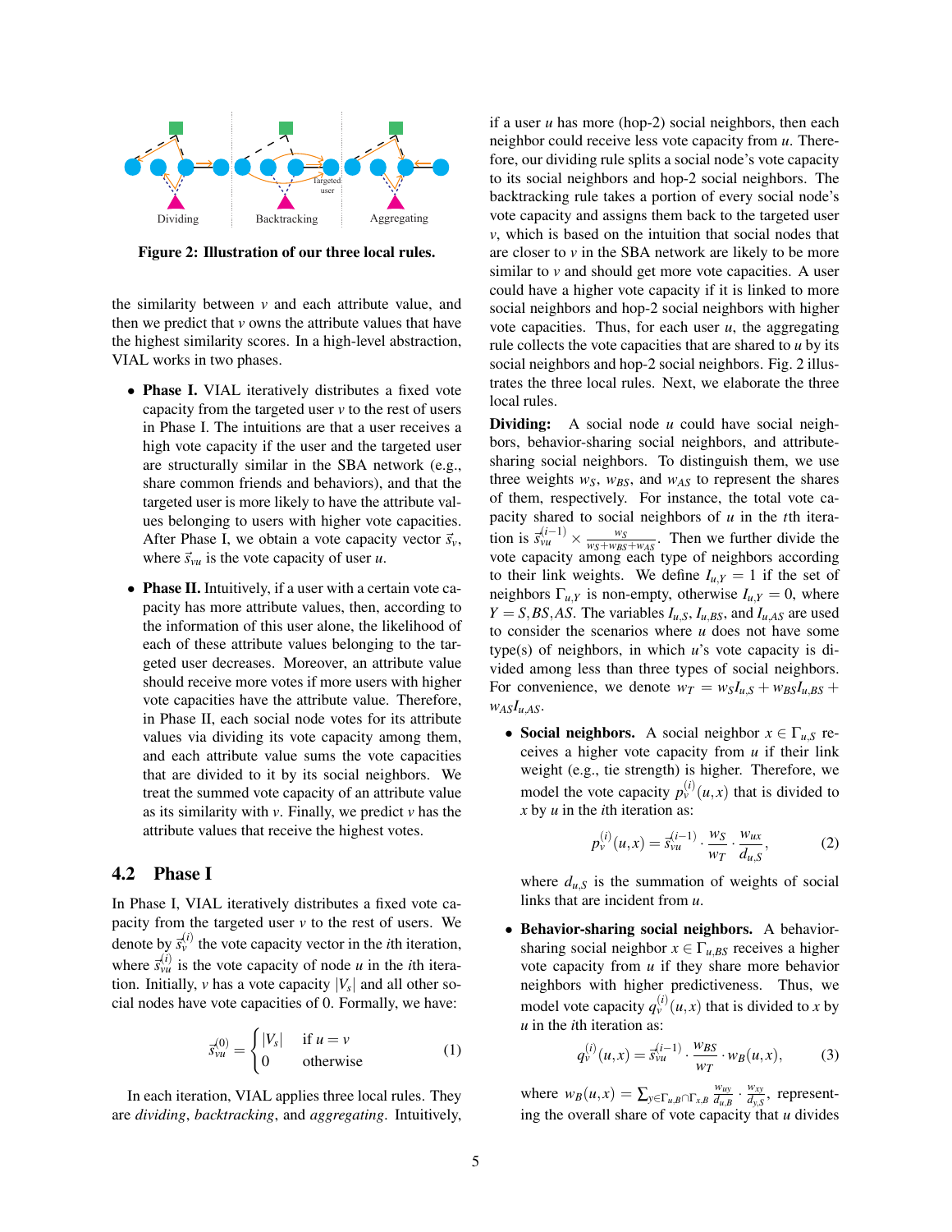Figure 2: **Illustration of our three local rules.**

the similarity between $v$ and each attribute value, and then we predict that $v$ owns the attribute values that have the highest similarity scores. In a high-level abstraction, VIAL works in two phases.

- **Phase I.** VIAL iteratively distributes a fixed vote capacity from the targeted user $v$ to the rest of users in Phase I. The intuitions are that a user receives a high vote capacity if the user and the targeted user are structurally similar in the SBA network (e.g., share common friends and behaviors), and that the targeted user is more likely to have the attribute values belonging to users with higher vote capacities. After Phase I, we obtain a vote capacity vector $\vec{s}_v$, where $\vec{s}_{vu}$ is the vote capacity of user $u$.

- **Phase II.** Intuitively, if a user with a certain vote capacity has more attribute values, then, according to the information of this user alone, the likelihood of each of these attribute values belonging to the targeted user decreases. Moreover, an attribute value should receive more votes if more users with higher vote capacities have the attribute value. Therefore, in Phase II, each social node votes for its attribute values via dividing its vote capacity among them, and each attribute value sums the vote capacities that are divided to it by its social neighbors. We treat the summed vote capacity of an attribute value as its similarity with $v$. Finally, we predict $v$ has the attribute values that receive the highest votes.

## 4.2 Phase I

In Phase I, VIAL iteratively distributes a fixed vote capacity from the targeted user $v$ to the rest of users. We denote by $\vec{s}_v^{(i)}$ the vote capacity vector in the $i$th iteration, where $\vec{s}_{vu}^{(i)}$ is the vote capacity of node $u$ in the $i$th iteration. Initially, $v$ has a vote capacity $|V_s|$ and all other social nodes have vote capacities of 0. Formally, we have:

$$\vec{s}_{vu}^{(0)} = \begin{cases} |V_s| & \text{if } u = v \\ 0 & \text{otherwise} \end{cases} \tag{1}$$

In each iteration, VIAL applies three local rules. They are *dividing*, *backtracking*, and *aggregating*. Intuitively, if a user $u$ has more (hop-2) social neighbors, then each neighbor could receive less vote capacity from $u$. Therefore, our dividing rule splits a social node's vote capacity to its social neighbors and hop-2 social neighbors. The backtracking rule takes a portion of every social node's vote capacity and assigns them back to the targeted user $v$, which is based on the intuition that social nodes that are closer to $v$ in the SBA network are likely to be more similar to $v$ and should get more vote capacities. A user could have a higher vote capacity if it is linked to more social neighbors and hop-2 social neighbors with higher vote capacities. Thus, for each user $u$, the aggregating rule collects the vote capacities that are shared to $u$ by its social neighbors and hop-2 social neighbors. Fig. 2 illustrates the three local rules. Next, we elaborate the three local rules.

**Dividing:** A social node $u$ could have social neighbors, behavior-sharing social neighbors, and attribute-sharing social neighbors. To distinguish them, we use three weights $w_S$, $w_{BS}$, and $w_{AS}$ to represent the shares of them, respectively. For instance, the total vote capacity shared to social neighbors of $u$ in the $t$th iteration is $\vec{s}_{vu}^{(i-1)} \times \frac{w_S}{w_S + w_{BS} + w_{AS}}$. Then we further divide the vote capacity among each type of neighbors according to their link weights. We define $I_{u,Y} = 1$ if the set of neighbors $\Gamma_{u,Y}$ is non-empty, otherwise $I_{u,Y} = 0$, where $Y = S, BS, AS$. The variables $I_{u,S}$, $I_{u,BS}$, and $I_{u,AS}$ are used to consider the scenarios where $u$ does not have some type(s) of neighbors, in which $u$'s vote capacity is divided among less than three types of social neighbors. For convenience, we denote $w_T = w_S I_{u,S} + w_{BS} I_{u,BS} + w_{AS} I_{u,AS}$.

- **Social neighbors.** A social neighbor $x \in \Gamma_{u,S}$ receives a higher vote capacity from $u$ if their link weight (e.g., tie strength) is higher. Therefore, we model the vote capacity $p_v^{(i)}(u,x)$ that is divided to $x$ by $u$ in the $i$th iteration as:

$$p_v^{(i)}(u,x) = \vec{s}_{vu}^{(i-1)} \cdot \frac{w_S}{w_T} \cdot \frac{w_{ux}}{d_{u,S}}, \tag{2}$$

  where $d_{u,S}$ is the summation of weights of social links that are incident from $u$.

- **Behavior-sharing social neighbors.** A behavior-sharing social neighbor $x \in \Gamma_{u,BS}$ receives a higher vote capacity from $u$ if they share more behavior neighbors with higher predictiveness. Thus, we model vote capacity $q_v^{(i)}(u,x)$ that is divided to $x$ by $u$ in the $i$th iteration as:

$$q_v^{(i)}(u,x) = \vec{s}_{vu}^{(i-1)} \cdot \frac{w_{BS}}{w_T} \cdot w_B(u,x), \tag{3}$$

  where $w_B(u,x) = \sum_{y \in \Gamma_{u,B} \cap \Gamma_{x,B}} \frac{w_{uy}}{d_{u,B}} \cdot \frac{w_{xy}}{d_{y,S}}$, representing the overall share of vote capacity that $u$ divides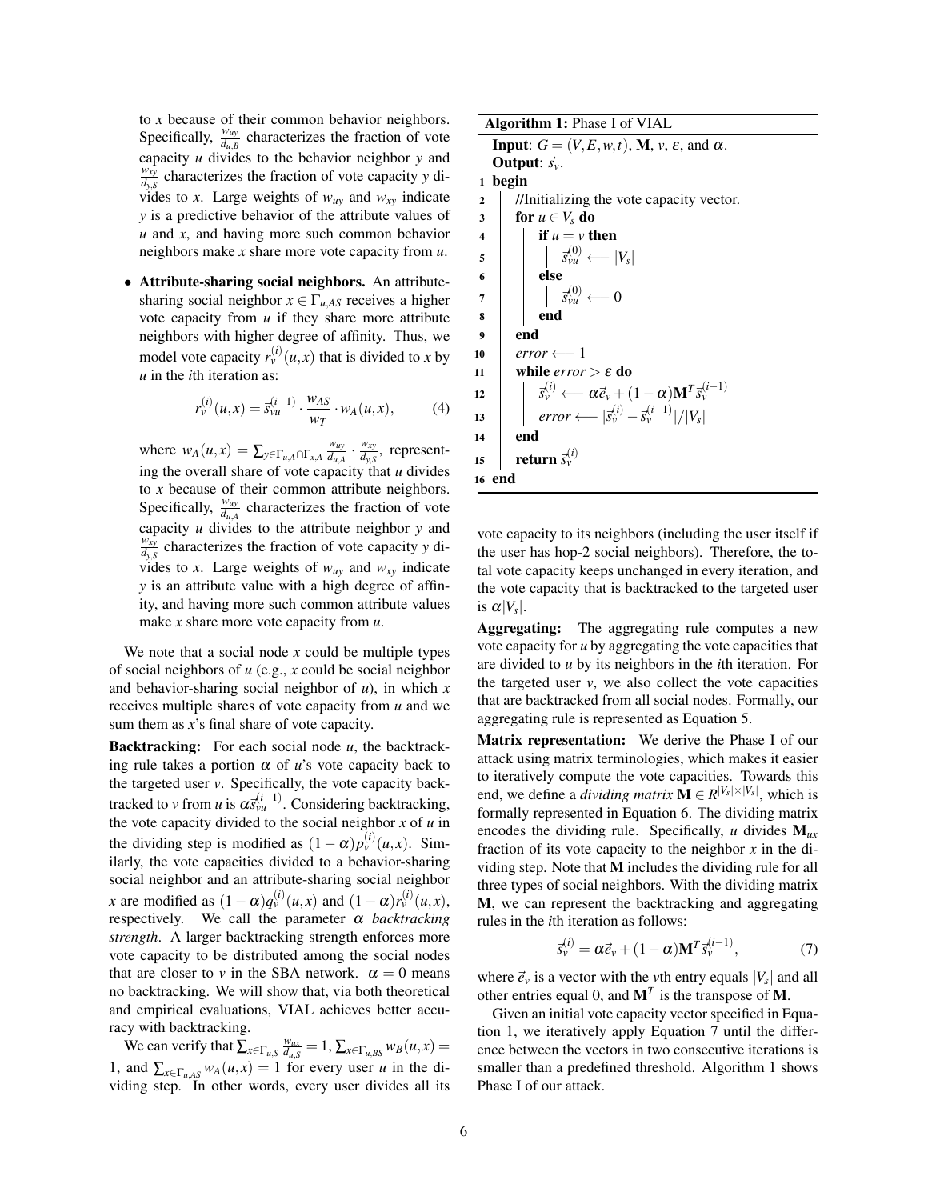to $x$ because of their common behavior neighbors. Specifically, $\frac{w_{uy}}{d_{u,B}}$ characterizes the fraction of vote capacity $u$ divides to the behavior neighbor $y$ and $\frac{w_{xy}}{d_{y,S}}$ characterizes the fraction of vote capacity $y$ divides to $x$. Large weights of $w_{uy}$ and $w_{xy}$ indicate $y$ is a predictive behavior of the attribute values of $u$ and $x$, and having more such common behavior neighbors make $x$ share more vote capacity from $u$.

- **Attribute-sharing social neighbors.** An attribute-sharing social neighbor $x \in \Gamma_{u,AS}$ receives a higher vote capacity from $u$ if they share more attribute neighbors with higher degree of affinity. Thus, we model vote capacity $r_v^{(i)}(u,x)$ that is divided to $x$ by $u$ in the $i$th iteration as:

$$r_v^{(i)}(u,x) = \vec{s}_{vu}^{(i-1)} \cdot \frac{w_{AS}}{w_T} \cdot w_A(u,x), \tag{4}$$

where $w_A(u,x) = \sum_{y \in \Gamma_{u,A} \cap \Gamma_{x,A}} \frac{w_{uy}}{d_{u,A}} \cdot \frac{w_{xy}}{d_{y,S}}$, representing the overall share of vote capacity that $u$ divides to $x$ because of their common attribute neighbors. Specifically, $\frac{w_{uy}}{d_{u,A}}$ characterizes the fraction of vote capacity $u$ divides to the attribute neighbor $y$ and $\frac{w_{xy}}{d_{y,S}}$ characterizes the fraction of vote capacity $y$ divides to $x$. Large weights of $w_{uy}$ and $w_{xy}$ indicate $y$ is an attribute value with a high degree of affinity, and having more such common attribute values make $x$ share more vote capacity from $u$.

We note that a social node $x$ could be multiple types of social neighbors of $u$ (e.g., $x$ could be social neighbor and behavior-sharing social neighbor of $u$), in which $x$ receives multiple shares of vote capacity from $u$ and we sum them as $x$'s final share of vote capacity.

**Backtracking:** For each social node $u$, the backtracking rule takes a portion $\alpha$ of $u$'s vote capacity back to the targeted user $v$. Specifically, the vote capacity backtracked to $v$ from $u$ is $\alpha \vec{s}_{vu}^{(i-1)}$. Considering backtracking, the vote capacity divided to the social neighbor $x$ of $u$ in the dividing step is modified as $(1-\alpha)p_v^{(i)}(u,x)$. Similarly, the vote capacities divided to a behavior-sharing social neighbor and an attribute-sharing social neighbor $x$ are modified as $(1-\alpha)q_v^{(i)}(u,x)$ and $(1-\alpha)r_v^{(i)}(u,x)$, respectively. We call the parameter $\alpha$ *backtracking strength*. A larger backtracking strength enforces more vote capacity to be distributed among the social nodes that are closer to $v$ in the SBA network. $\alpha = 0$ means no backtracking. We will show that, via both theoretical and empirical evaluations, VIAL achieves better accuracy with backtracking.

We can verify that $\sum_{x \in \Gamma_{u,S}} \frac{w_{ux}}{d_{u,S}} = 1$, $\sum_{x \in \Gamma_{u,BS}} w_B(u,x) = 1$, and $\sum_{x \in \Gamma_{u,AS}} w_A(u,x) = 1$ for every user $u$ in the dividing step. In other words, every user divides all its vote capacity to its neighbors (including the user itself if the user has hop-2 social neighbors). Therefore, the total vote capacity keeps unchanged in every iteration, and the vote capacity that is backtracked to the targeted user is $\alpha|V_s|$.

**Aggregating:** The aggregating rule computes a new vote capacity for $u$ by aggregating the vote capacities that are divided to $u$ by its neighbors in the $i$th iteration. For the targeted user $v$, we also collect the vote capacities that are backtracked from all social nodes. Formally, our aggregating rule is represented as Equation 5.

**Matrix representation:** We derive the Phase I of our attack using matrix terminologies, which makes it easier to iteratively compute the vote capacities. Towards this end, we define a *dividing matrix* $\mathbf{M} \in R^{|V_s| \times |V_s|}$, which is formally represented in Equation 6. The dividing matrix encodes the dividing rule. Specifically, $u$ divides $\mathbf{M}_{ux}$ fraction of its vote capacity to the neighbor $x$ in the dividing step. Note that $\mathbf{M}$ includes the dividing rule for all three types of social neighbors. With the dividing matrix $\mathbf{M}$, we can represent the backtracking and aggregating rules in the $i$th iteration as follows:

$$\vec{s}_v^{(i)} = \alpha \vec{e}_v + (1-\alpha)\mathbf{M}^T \vec{s}_v^{(i-1)}, \tag{7}$$

where $\vec{e}_v$ is a vector with the $v$th entry equals $|V_s|$ and all other entries equal 0, and $\mathbf{M}^T$ is the transpose of $\mathbf{M}$.

Given an initial vote capacity vector specified in Equation 1, we iteratively apply Equation 7 until the difference between the vectors in two consecutive iterations is smaller than a predefined threshold. Algorithm 1 shows Phase I of our attack.

**Algorithm 1:** Phase I of VIAL

```
Input: G = (V, E, w, t), M, v, ε, and α.
Output: s_v.
1  begin
2      //Initializing the vote capacity vector.
3      for u ∈ V_s do
4          if u = v then
5              s_vu^(0) ⟵ |V_s|
6          else
7              s_vu^(0) ⟵ 0
8          end
9      end
10     error ⟵ 1
11     while error > ε do
12         s_v^(i) ⟵ α e_v + (1 − α) M^T s_v^(i−1)
13         error ⟵ |s_v^(i) − s_v^(i−1)|/|V_s|
14     end
15     return s_v^(i)
16 end
```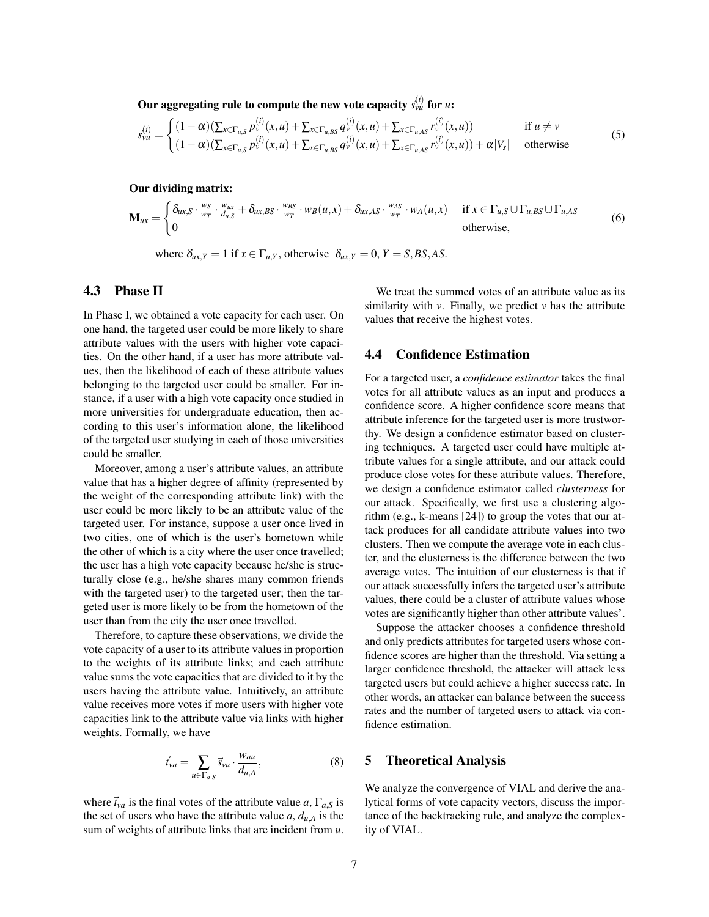**Our aggregating rule to compute the new vote capacity $\vec{s}_{vu}^{(i)}$ for $u$:**

$$
\vec{s}_{vu}^{(i)} = \begin{cases} (1-\alpha)(\sum_{x \in \Gamma_{u,S}} p_v^{(i)}(x,u) + \sum_{x \in \Gamma_{u,BS}} q_v^{(i)}(x,u) + \sum_{x \in \Gamma_{u,AS}} r_v^{(i)}(x,u)) & \text{if } u \neq v \\ (1-\alpha)(\sum_{x \in \Gamma_{u,S}} p_v^{(i)}(x,u) + \sum_{x \in \Gamma_{u,BS}} q_v^{(i)}(x,u) + \sum_{x \in \Gamma_{u,AS}} r_v^{(i)}(x,u)) + \alpha |V_s| & \text{otherwise} \end{cases} \tag{5}
$$

**Our dividing matrix:**

$$
\mathbf{M}_{ux} = \begin{cases} \delta_{ux,S} \cdot \frac{w_S}{w_T} \cdot \frac{w_{ux}}{d_{u,S}} + \delta_{ux,BS} \cdot \frac{w_{BS}}{w_T} \cdot w_B(u,x) + \delta_{ux,AS} \cdot \frac{w_{AS}}{w_T} \cdot w_A(u,x) & \text{if } x \in \Gamma_{u,S} \cup \Gamma_{u,BS} \cup \Gamma_{u,AS} \\ 0 & \text{otherwise,} \end{cases} \tag{6}
$$

where $\delta_{ux,Y} = 1$ if $x \in \Gamma_{u,Y}$, otherwise $\delta_{ux,Y} = 0$, $Y = S, BS, AS$.

## 4.3 Phase II

In Phase I, we obtained a vote capacity for each user. On one hand, the targeted user could be more likely to share attribute values with the users with higher vote capacities. On the other hand, if a user has more attribute values, then the likelihood of each of these attribute values belonging to the targeted user could be smaller. For instance, if a user with a high vote capacity once studied in more universities for undergraduate education, then according to this user's information alone, the likelihood of the targeted user studying in each of those universities could be smaller.

Moreover, among a user's attribute values, an attribute value that has a higher degree of affinity (represented by the weight of the corresponding attribute link) with the user could be more likely to be an attribute value of the targeted user. For instance, suppose a user once lived in two cities, one of which is the user's hometown while the other of which is a city where the user once travelled; the user has a high vote capacity because he/she is structurally close (e.g., he/she shares many common friends with the targeted user) to the targeted user; then the targeted user is more likely to be from the hometown of the user than from the city the user once travelled.

Therefore, to capture these observations, we divide the vote capacity of a user to its attribute values in proportion to the weights of its attribute links; and each attribute value sums the vote capacities that are divided to it by the users having the attribute value. Intuitively, an attribute value receives more votes if more users with higher vote capacities link to the attribute value via links with higher weights. Formally, we have

$$
\vec{t}_{va} = \sum_{u \in \Gamma_{a,S}} \vec{s}_{vu} \cdot \frac{w_{au}}{d_{u,A}}, \tag{8}
$$

where $\vec{t}_{va}$ is the final votes of the attribute value $a$, $\Gamma_{a,S}$ is the set of users who have the attribute value $a$, $d_{u,A}$ is the sum of weights of attribute links that are incident from $u$.

We treat the summed votes of an attribute value as its similarity with $v$. Finally, we predict $v$ has the attribute values that receive the highest votes.

## 4.4 Confidence Estimation

For a targeted user, a *confidence estimator* takes the final votes for all attribute values as an input and produces a confidence score. A higher confidence score means that attribute inference for the targeted user is more trustworthy. We design a confidence estimator based on clustering techniques. A targeted user could have multiple attribute values for a single attribute, and our attack could produce close votes for these attribute values. Therefore, we design a confidence estimator called *clusterness* for our attack. Specifically, we first use a clustering algorithm (e.g., k-means [24]) to group the votes that our attack produces for all candidate attribute values into two clusters. Then we compute the average vote in each cluster, and the clusterness is the difference between the two average votes. The intuition of our clusterness is that if our attack successfully infers the targeted user's attribute values, there could be a cluster of attribute values whose votes are significantly higher than other attribute values'.

Suppose the attacker chooses a confidence threshold and only predicts attributes for targeted users whose confidence scores are higher than the threshold. Via setting a larger confidence threshold, the attacker will attack less targeted users but could achieve a higher success rate. In other words, an attacker can balance between the success rates and the number of targeted users to attack via confidence estimation.

# 5 Theoretical Analysis

We analyze the convergence of VIAL and derive the analytical forms of vote capacity vectors, discuss the importance of the backtracking rule, and analyze the complexity of VIAL.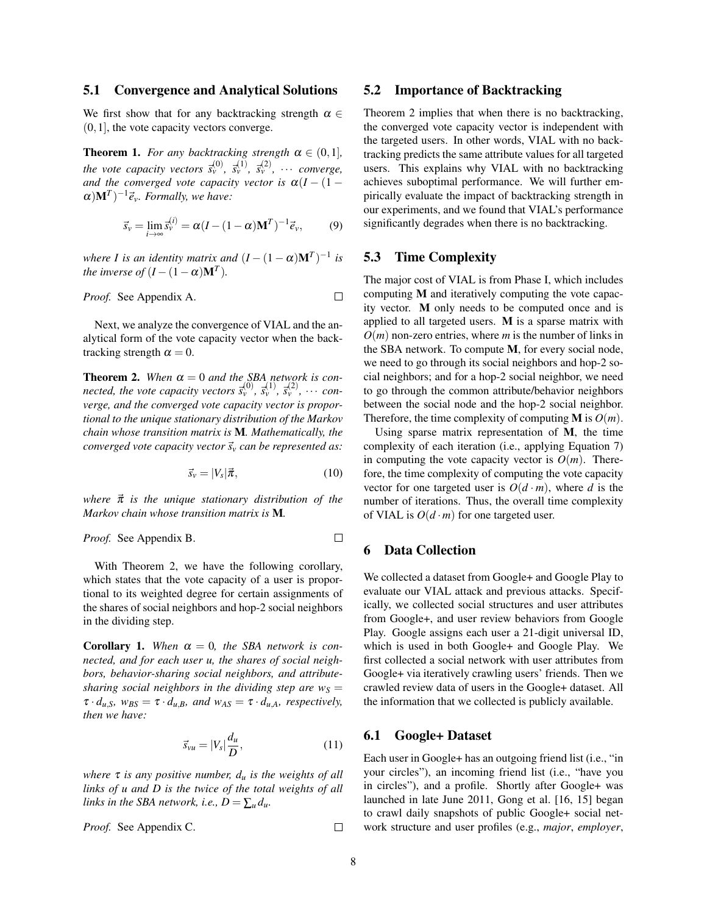### 5.1 Convergence and Analytical Solutions

We first show that for any backtracking strength $\alpha \in (0,1]$, the vote capacity vectors converge.

**Theorem 1.** *For any backtracking strength $\alpha \in (0,1]$, the vote capacity vectors $\vec{s}_v^{(0)}$, $\vec{s}_v^{(1)}$, $\vec{s}_v^{(2)}$, $\cdots$ converge, and the converged vote capacity vector is $\alpha(I-(1-\alpha)\mathbf{M}^T)^{-1}\vec{e}_v$. Formally, we have:*

$$\vec{s}_v = \lim_{i\to\infty} \vec{s}_v^{(i)} = \alpha(I-(1-\alpha)\mathbf{M}^T)^{-1}\vec{e}_v, \tag{9}$$

*where $I$ is an identity matrix and $(I-(1-\alpha)\mathbf{M}^T)^{-1}$ is the inverse of $(I-(1-\alpha)\mathbf{M}^T)$.*

*Proof.* See Appendix A. □

Next, we analyze the convergence of VIAL and the analytical form of the vote capacity vector when the backtracking strength $\alpha = 0$.

**Theorem 2.** *When $\alpha = 0$ and the SBA network is connected, the vote capacity vectors $\vec{s}_v^{(0)}$, $\vec{s}_v^{(1)}$, $\vec{s}_v^{(2)}$, $\cdots$ converge, and the converged vote capacity vector is proportional to the unique stationary distribution of the Markov chain whose transition matrix is $\mathbf{M}$. Mathematically, the converged vote capacity vector $\vec{s}_v$ can be represented as:*

$$\vec{s}_v = |V_s|\vec{\pi}, \tag{10}$$

*where $\vec{\pi}$ is the unique stationary distribution of the Markov chain whose transition matrix is $\mathbf{M}$.*

*Proof.* See Appendix B. □

With Theorem 2, we have the following corollary, which states that the vote capacity of a user is proportional to its weighted degree for certain assignments of the shares of social neighbors and hop-2 social neighbors in the dividing step.

**Corollary 1.** *When $\alpha = 0$, the SBA network is connected, and for each user $u$, the shares of social neighbors, behavior-sharing social neighbors, and attribute-sharing social neighbors in the dividing step are $w_S = \tau \cdot d_{u,S}$, $w_{BS} = \tau \cdot d_{u,B}$, and $w_{AS} = \tau \cdot d_{u,A}$, respectively, then we have:*

$$\vec{s}_{vu} = |V_s|\frac{d_u}{D}, \tag{11}$$

*where $\tau$ is any positive number, $d_u$ is the weights of all links of $u$ and $D$ is the twice of the total weights of all links in the SBA network, i.e., $D = \sum_u d_u$.*

*Proof.* See Appendix C. □

### 5.2 Importance of Backtracking

Theorem 2 implies that when there is no backtracking, the converged vote capacity vector is independent with the targeted users. In other words, VIAL with no backtracking predicts the same attribute values for all targeted users. This explains why VIAL with no backtracking achieves suboptimal performance. We will further empirically evaluate the impact of backtracking strength in our experiments, and we found that VIAL's performance significantly degrades when there is no backtracking.

### 5.3 Time Complexity

The major cost of VIAL is from Phase I, which includes computing $\mathbf{M}$ and iteratively computing the vote capacity vector. $\mathbf{M}$ only needs to be computed once and is applied to all targeted users. $\mathbf{M}$ is a sparse matrix with $O(m)$ non-zero entries, where $m$ is the number of links in the SBA network. To compute $\mathbf{M}$, for every social node, we need to go through its social neighbors and hop-2 social neighbors; and for a hop-2 social neighbor, we need to go through the common attribute/behavior neighbors between the social node and the hop-2 social neighbor. Therefore, the time complexity of computing $\mathbf{M}$ is $O(m)$.

Using sparse matrix representation of $\mathbf{M}$, the time complexity of each iteration (i.e., applying Equation 7) in computing the vote capacity vector is $O(m)$. Therefore, the time complexity of computing the vote capacity vector for one targeted user is $O(d \cdot m)$, where $d$ is the number of iterations. Thus, the overall time complexity of VIAL is $O(d \cdot m)$ for one targeted user.

## 6 Data Collection

We collected a dataset from Google+ and Google Play to evaluate our VIAL attack and previous attacks. Specifically, we collected social structures and user attributes from Google+, and user review behaviors from Google Play. Google assigns each user a 21-digit universal ID, which is used in both Google+ and Google Play. We first collected a social network with user attributes from Google+ via iteratively crawling users' friends. Then we crawled review data of users in the Google+ dataset. All the information that we collected is publicly available.

### 6.1 Google+ Dataset

Each user in Google+ has an outgoing friend list (i.e., "in your circles"), an incoming friend list (i.e., "have you in circles"), and a profile. Shortly after Google+ was launched in late June 2011, Gong et al. [16, 15] began to crawl daily snapshots of public Google+ social network structure and user profiles (e.g., *major*, *employer*,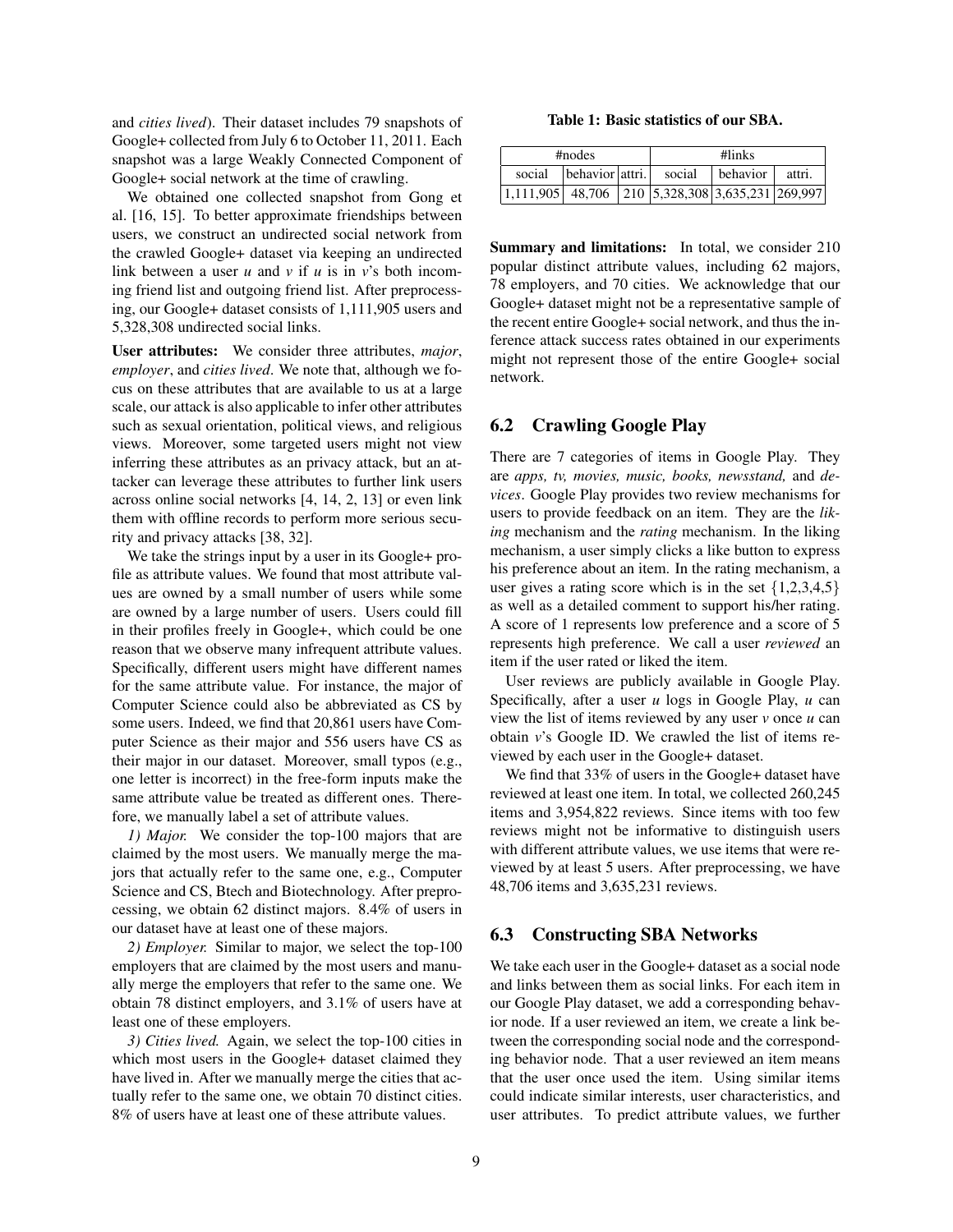and *cities lived*). Their dataset includes 79 snapshots of Google+ collected from July 6 to October 11, 2011. Each snapshot was a large Weakly Connected Component of Google+ social network at the time of crawling.

We obtained one collected snapshot from Gong et al. [16, 15]. To better approximate friendships between users, we construct an undirected social network from the crawled Google+ dataset via keeping an undirected link between a user *u* and *v* if *u* is in *v*'s both incoming friend list and outgoing friend list. After preprocessing, our Google+ dataset consists of 1,111,905 users and 5,328,308 undirected social links.

**User attributes:** We consider three attributes, *major*, *employer*, and *cities lived*. We note that, although we focus on these attributes that are available to us at a large scale, our attack is also applicable to infer other attributes such as sexual orientation, political views, and religious views. Moreover, some targeted users might not view inferring these attributes as an privacy attack, but an attacker can leverage these attributes to further link users across online social networks [4, 14, 2, 13] or even link them with offline records to perform more serious security and privacy attacks [38, 32].

We take the strings input by a user in its Google+ profile as attribute values. We found that most attribute values are owned by a small number of users while some are owned by a large number of users. Users could fill in their profiles freely in Google+, which could be one reason that we observe many infrequent attribute values. Specifically, different users might have different names for the same attribute value. For instance, the major of Computer Science could also be abbreviated as CS by some users. Indeed, we find that 20,861 users have Computer Science as their major and 556 users have CS as their major in our dataset. Moreover, small typos (e.g., one letter is incorrect) in the free-form inputs make the same attribute value be treated as different ones. Therefore, we manually label a set of attribute values.

*1) Major.* We consider the top-100 majors that are claimed by the most users. We manually merge the majors that actually refer to the same one, e.g., Computer Science and CS, Btech and Biotechnology. After preprocessing, we obtain 62 distinct majors. 8.4% of users in our dataset have at least one of these majors.

*2) Employer.* Similar to major, we select the top-100 employers that are claimed by the most users and manually merge the employers that refer to the same one. We obtain 78 distinct employers, and 3.1% of users have at least one of these employers.

*3) Cities lived.* Again, we select the top-100 cities in which most users in the Google+ dataset claimed they have lived in. After we manually merge the cities that actually refer to the same one, we obtain 70 distinct cities. 8% of users have at least one of these attribute values.

**Table 1: Basic statistics of our SBA.**

| #nodes | | | #links | | |
|---|---|---|---|---|---|
| social | behavior | attri. | social | behavior | attri. |
| 1,111,905 | 48,706 | 210 | 5,328,308 | 3,635,231 | 269,997 |

**Summary and limitations:** In total, we consider 210 popular distinct attribute values, including 62 majors, 78 employers, and 70 cities. We acknowledge that our Google+ dataset might not be a representative sample of the recent entire Google+ social network, and thus the inference attack success rates obtained in our experiments might not represent those of the entire Google+ social network.

## 6.2 Crawling Google Play

There are 7 categories of items in Google Play. They are *apps, tv, movies, music, books, newsstand,* and *devices*. Google Play provides two review mechanisms for users to provide feedback on an item. They are the *liking* mechanism and the *rating* mechanism. In the liking mechanism, a user simply clicks a like button to express his preference about an item. In the rating mechanism, a user gives a rating score which is in the set $\{1,2,3,4,5\}$ as well as a detailed comment to support his/her rating. A score of 1 represents low preference and a score of 5 represents high preference. We call a user *reviewed* an item if the user rated or liked the item.

User reviews are publicly available in Google Play. Specifically, after a user *u* logs in Google Play, *u* can view the list of items reviewed by any user *v* once *u* can obtain *v*'s Google ID. We crawled the list of items reviewed by each user in the Google+ dataset.

We find that 33% of users in the Google+ dataset have reviewed at least one item. In total, we collected 260,245 items and 3,954,822 reviews. Since items with too few reviews might not be informative to distinguish users with different attribute values, we use items that were reviewed by at least 5 users. After preprocessing, we have 48,706 items and 3,635,231 reviews.

## 6.3 Constructing SBA Networks

We take each user in the Google+ dataset as a social node and links between them as social links. For each item in our Google Play dataset, we add a corresponding behavior node. If a user reviewed an item, we create a link between the corresponding social node and the corresponding behavior node. That a user reviewed an item means that the user once used the item. Using similar items could indicate similar interests, user characteristics, and user attributes. To predict attribute values, we further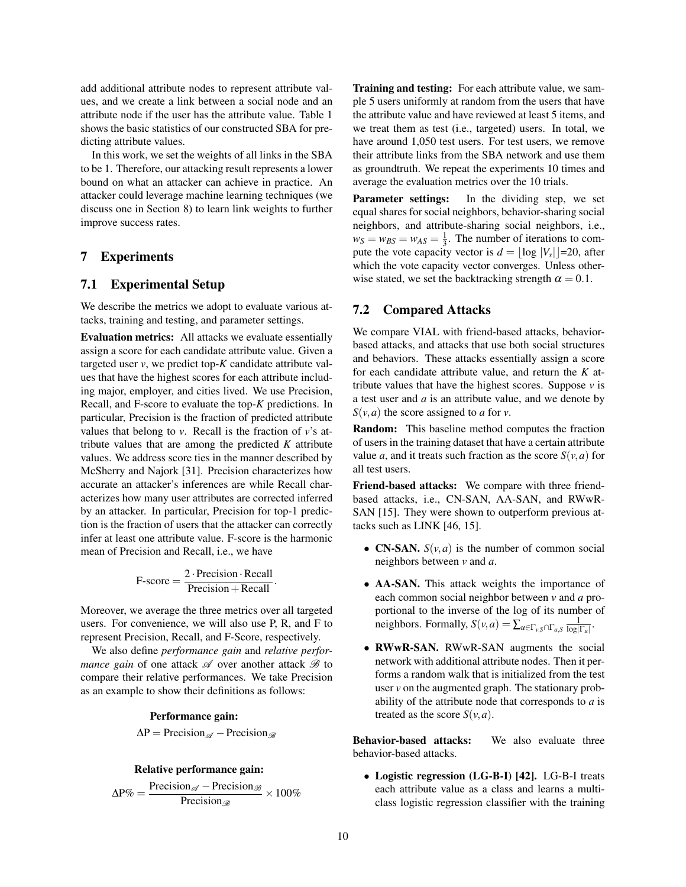add additional attribute nodes to represent attribute values, and we create a link between a social node and an attribute node if the user has the attribute value. Table 1 shows the basic statistics of our constructed SBA for predicting attribute values.

In this work, we set the weights of all links in the SBA to be 1. Therefore, our attacking result represents a lower bound on what an attacker can achieve in practice. An attacker could leverage machine learning techniques (we discuss one in Section 8) to learn link weights to further improve success rates.

## 7 Experiments

### 7.1 Experimental Setup

We describe the metrics we adopt to evaluate various attacks, training and testing, and parameter settings.

**Evaluation metrics:** All attacks we evaluate essentially assign a score for each candidate attribute value. Given a targeted user $v$, we predict top-$K$ candidate attribute values that have the highest scores for each attribute including major, employer, and cities lived. We use Precision, Recall, and F-score to evaluate the top-$K$ predictions. In particular, Precision is the fraction of predicted attribute values that belong to $v$. Recall is the fraction of $v$'s attribute values that are among the predicted $K$ attribute values. We address score ties in the manner described by McSherry and Najork [31]. Precision characterizes how accurate an attacker's inferences are while Recall characterizes how many user attributes are corrected inferred by an attacker. In particular, Precision for top-1 prediction is the fraction of users that the attacker can correctly infer at least one attribute value. F-score is the harmonic mean of Precision and Recall, i.e., we have

$$\text{F-score} = \frac{2 \cdot \text{Precision} \cdot \text{Recall}}{\text{Precision} + \text{Recall}}.$$

Moreover, we average the three metrics over all targeted users. For convenience, we will also use P, R, and F to represent Precision, Recall, and F-Score, respectively.

We also define *performance gain* and *relative performance gain* of one attack $\mathscr{A}$ over another attack $\mathscr{B}$ to compare their relative performances. We take Precision as an example to show their definitions as follows:

**Performance gain:**

$$\Delta\text{P} = \text{Precision}_{\mathscr{A}} - \text{Precision}_{\mathscr{B}}$$

**Relative performance gain:**

$$\Delta\text{P}\% = \frac{\text{Precision}_{\mathscr{A}} - \text{Precision}_{\mathscr{B}}}{\text{Precision}_{\mathscr{B}}} \times 100\%$$

**Training and testing:** For each attribute value, we sample 5 users uniformly at random from the users that have the attribute value and have reviewed at least 5 items, and we treat them as test (i.e., targeted) users. In total, we have around 1,050 test users. For test users, we remove their attribute links from the SBA network and use them as groundtruth. We repeat the experiments 10 times and average the evaluation metrics over the 10 trials.

**Parameter settings:** In the dividing step, we set equal shares for social neighbors, behavior-sharing social neighbors, and attribute-sharing social neighbors, i.e., $w_S = w_{BS} = w_{AS} = \frac{1}{3}$. The number of iterations to compute the vote capacity vector is $d = \lfloor \log |V_s| \rfloor$=20, after which the vote capacity vector converges. Unless otherwise stated, we set the backtracking strength $\alpha = 0.1$.

### 7.2 Compared Attacks

We compare VIAL with friend-based attacks, behavior-based attacks, and attacks that use both social structures and behaviors. These attacks essentially assign a score for each candidate attribute value, and return the $K$ attribute values that have the highest scores. Suppose $v$ is a test user and $a$ is an attribute value, and we denote by $S(v,a)$ the score assigned to $a$ for $v$.

**Random:** This baseline method computes the fraction of users in the training dataset that have a certain attribute value $a$, and it treats such fraction as the score $S(v,a)$ for all test users.

**Friend-based attacks:** We compare with three friend-based attacks, i.e., CN-SAN, AA-SAN, and RWwR-SAN [15]. They were shown to outperform previous attacks such as LINK [46, 15].

- **CN-SAN.** $S(v,a)$ is the number of common social neighbors between $v$ and $a$.
- **AA-SAN.** This attack weights the importance of each common social neighbor between $v$ and $a$ proportional to the inverse of the log of its number of neighbors. Formally, $S(v,a) = \sum_{u \in \Gamma_{v,S} \cap \Gamma_{a,S}} \frac{1}{\log |\Gamma_u|}$.
- **RWwR-SAN.** RWwR-SAN augments the social network with additional attribute nodes. Then it performs a random walk that is initialized from the test user $v$ on the augmented graph. The stationary probability of the attribute node that corresponds to $a$ is treated as the score $S(v,a)$.

**Behavior-based attacks:** We also evaluate three behavior-based attacks.

- **Logistic regression (LG-B-I) [42].** LG-B-I treats each attribute value as a class and learns a multi-class logistic regression classifier with the training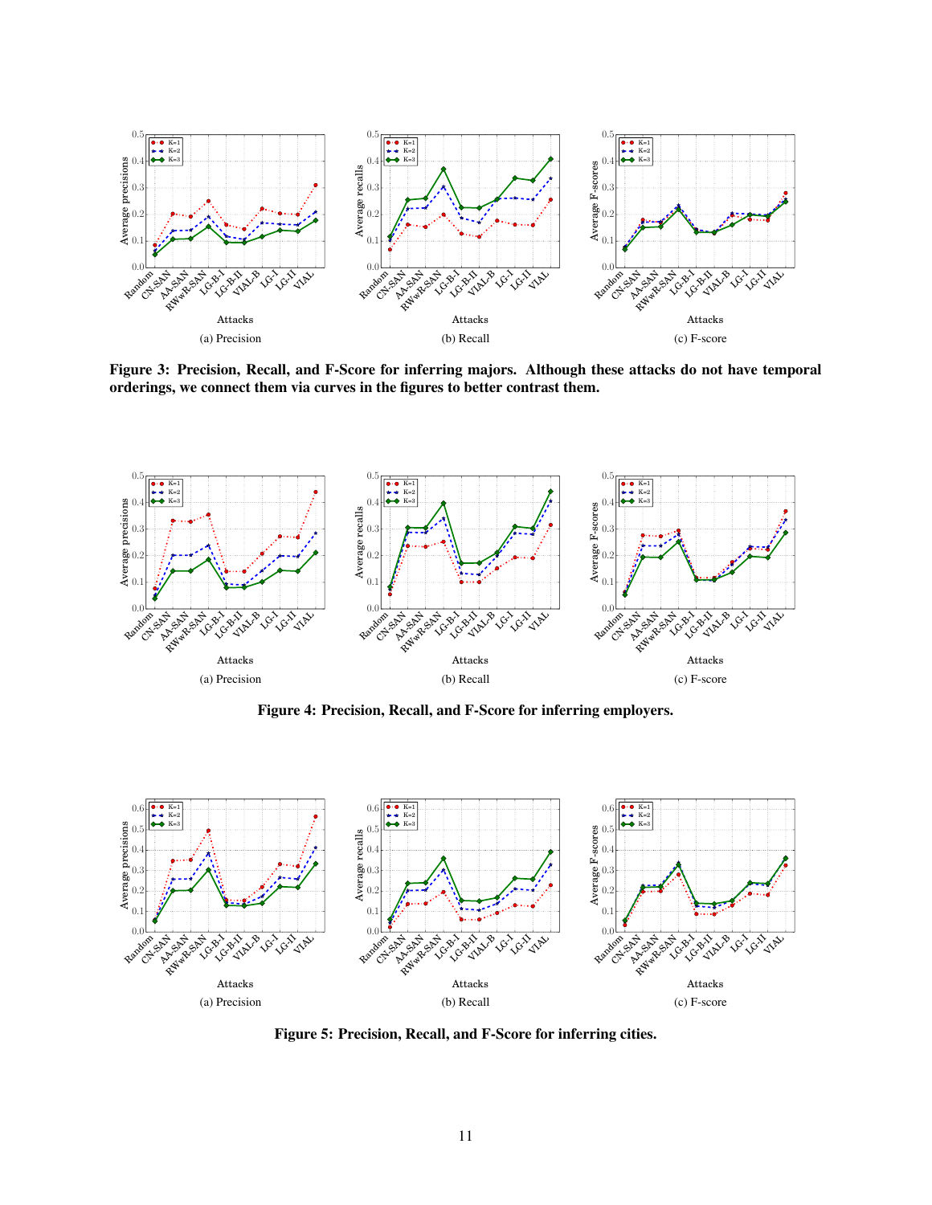(a) Precision

(b) Recall

(c) F-score

**Figure 3: Precision, Recall, and F-Score for inferring majors. Although these attacks do not have temporal orderings, we connect them via curves in the figures to better contrast them.**

(a) Precision

(b) Recall

(c) F-score

**Figure 4: Precision, Recall, and F-Score for inferring employers.**

(a) Precision

(b) Recall

(c) F-score

**Figure 5: Precision, Recall, and F-Score for inferring cities.**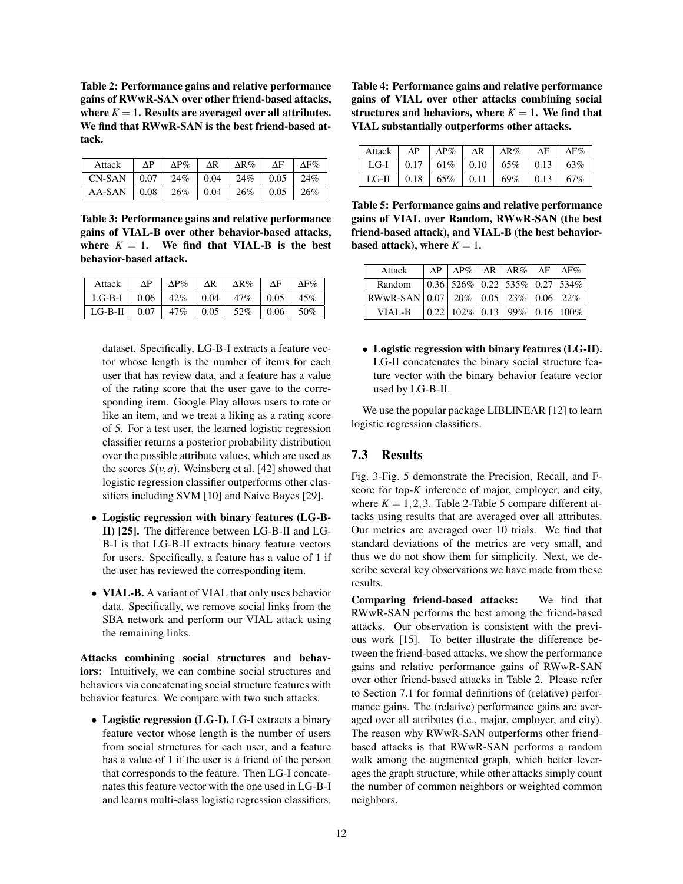**Table 2: Performance gains and relative performance gains of RWwR-SAN over other friend-based attacks, where $K = 1$. Results are averaged over all attributes. We find that RWwR-SAN is the best friend-based attack.**

| Attack | ΔP | ΔP% | ΔR | ΔR% | ΔF | ΔF% |
|---|---|---|---|---|---|---|
| CN-SAN | 0.07 | 24% | 0.04 | 24% | 0.05 | 24% |
| AA-SAN | 0.08 | 26% | 0.04 | 26% | 0.05 | 26% |

**Table 3: Performance gains and relative performance gains of VIAL-B over other behavior-based attacks, where $K = 1$. We find that VIAL-B is the best behavior-based attack.**

| Attack | ΔP | ΔP% | ΔR | ΔR% | ΔF | ΔF% |
|---|---|---|---|---|---|---|
| LG-B-I | 0.06 | 42% | 0.04 | 47% | 0.05 | 45% |
| LG-B-II | 0.07 | 47% | 0.05 | 52% | 0.06 | 50% |

dataset. Specifically, LG-B-I extracts a feature vector whose length is the number of items for each user that has review data, and a feature has a value of the rating score that the user gave to the corresponding item. Google Play allows users to rate or like an item, and we treat a liking as a rating score of 5. For a test user, the learned logistic regression classifier returns a posterior probability distribution over the possible attribute values, which are used as the scores $S(v,a)$. Weinsberg et al. [42] showed that logistic regression classifier outperforms other classifiers including SVM [10] and Naive Bayes [29].

- **Logistic regression with binary features (LG-B-II) [25].** The difference between LG-B-II and LG-B-I is that LG-B-II extracts binary feature vectors for users. Specifically, a feature has a value of 1 if the user has reviewed the corresponding item.
- **VIAL-B.** A variant of VIAL that only uses behavior data. Specifically, we remove social links from the SBA network and perform our VIAL attack using the remaining links.

**Attacks combining social structures and behaviors:** Intuitively, we can combine social structures and behaviors via concatenating social structure features with behavior features. We compare with two such attacks.

- **Logistic regression (LG-I).** LG-I extracts a binary feature vector whose length is the number of users from social structures for each user, and a feature has a value of 1 if the user is a friend of the person that corresponds to the feature. Then LG-I concatenates this feature vector with the one used in LG-B-I and learns multi-class logistic regression classifiers.

**Table 4: Performance gains and relative performance gains of VIAL over other attacks combining social structures and behaviors, where $K = 1$. We find that VIAL substantially outperforms other attacks.**

| Attack | ΔP | ΔP% | ΔR | ΔR% | ΔF | ΔF% |
|---|---|---|---|---|---|---|
| LG-I | 0.17 | 61% | 0.10 | 65% | 0.13 | 63% |
| LG-II | 0.18 | 65% | 0.11 | 69% | 0.13 | 67% |

**Table 5: Performance gains and relative performance gains of VIAL over Random, RWwR-SAN (the best friend-based attack), and VIAL-B (the best behavior-based attack), where $K = 1$.**

| Attack | ΔP | ΔP% | ΔR | ΔR% | ΔF | ΔF% |
|---|---|---|---|---|---|---|
| Random | 0.36 | 526% | 0.22 | 535% | 0.27 | 534% |
| RWwR-SAN | 0.07 | 20% | 0.05 | 23% | 0.06 | 22% |
| VIAL-B | 0.22 | 102% | 0.13 | 99% | 0.16 | 100% |

- **Logistic regression with binary features (LG-II).** LG-II concatenates the binary social structure feature vector with the binary behavior feature vector used by LG-B-II.

We use the popular package LIBLINEAR [12] to learn logistic regression classifiers.

## 7.3 Results

Fig. 3-Fig. 5 demonstrate the Precision, Recall, and F-score for top-$K$ inference of major, employer, and city, where $K = 1,2,3$. Table 2-Table 5 compare different attacks using results that are averaged over all attributes. Our metrics are averaged over 10 trials. We find that standard deviations of the metrics are very small, and thus we do not show them for simplicity. Next, we describe several key observations we have made from these results.

**Comparing friend-based attacks:** We find that RWwR-SAN performs the best among the friend-based attacks. Our observation is consistent with the previous work [15]. To better illustrate the difference between the friend-based attacks, we show the performance gains and relative performance gains of RWwR-SAN over other friend-based attacks in Table 2. Please refer to Section 7.1 for formal definitions of (relative) performance gains. The (relative) performance gains are averaged over all attributes (i.e., major, employer, and city). The reason why RWwR-SAN outperforms other friend-based attacks is that RWwR-SAN performs a random walk among the augmented graph, which better leverages the graph structure, while other attacks simply count the number of common neighbors or weighted common neighbors.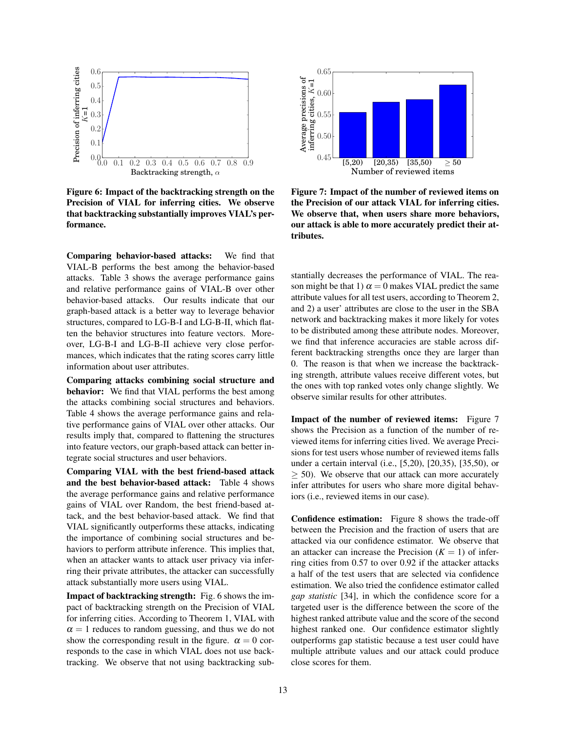**Figure 6: Impact of the backtracking strength on the Precision of VIAL for inferring cities. We observe that backtracking substantially improves VIAL's performance.**

**Figure 7: Impact of the number of reviewed items on the Precision of our attack VIAL for inferring cities. We observe that, when users share more behaviors, our attack is able to more accurately predict their attributes.**

**Comparing behavior-based attacks:** We find that VIAL-B performs the best among the behavior-based attacks. Table 3 shows the average performance gains and relative performance gains of VIAL-B over other behavior-based attacks. Our results indicate that our graph-based attack is a better way to leverage behavior structures, compared to LG-B-I and LG-B-II, which flatten the behavior structures into feature vectors. Moreover, LG-B-I and LG-B-II achieve very close performances, which indicates that the rating scores carry little information about user attributes.

**Comparing attacks combining social structure and behavior:** We find that VIAL performs the best among the attacks combining social structures and behaviors. Table 4 shows the average performance gains and relative performance gains of VIAL over other attacks. Our results imply that, compared to flattening the structures into feature vectors, our graph-based attack can better integrate social structures and user behaviors.

**Comparing VIAL with the best friend-based attack and the best behavior-based attack:** Table 4 shows the average performance gains and relative performance gains of VIAL over Random, the best friend-based attack, and the best behavior-based attack. We find that VIAL significantly outperforms these attacks, indicating the importance of combining social structures and behaviors to perform attribute inference. This implies that, when an attacker wants to attack user privacy via inferring their private attributes, the attacker can successfully attack substantially more users using VIAL.

**Impact of backtracking strength:** Fig. 6 shows the impact of backtracking strength on the Precision of VIAL for inferring cities. According to Theorem 1, VIAL with $\alpha = 1$ reduces to random guessing, and thus we do not show the corresponding result in the figure. $\alpha = 0$ corresponds to the case in which VIAL does not use backtracking. We observe that not using backtracking substantially decreases the performance of VIAL. The reason might be that 1) $\alpha = 0$ makes VIAL predict the same attribute values for all test users, according to Theorem 2, and 2) a user' attributes are close to the user in the SBA network and backtracking makes it more likely for votes to be distributed among these attribute nodes. Moreover, we find that inference accuracies are stable across different backtracking strengths once they are larger than 0. The reason is that when we increase the backtracking strength, attribute values receive different votes, but the ones with top ranked votes only change slightly. We observe similar results for other attributes.

**Impact of the number of reviewed items:** Figure 7 shows the Precision as a function of the number of reviewed items for inferring cities lived. We average Precisions for test users whose number of reviewed items falls under a certain interval (i.e., [5,20), [20,35), [35,50), or $\geq 50$). We observe that our attack can more accurately infer attributes for users who share more digital behaviors (i.e., reviewed items in our case).

**Confidence estimation:** Figure 8 shows the trade-off between the Precision and the fraction of users that are attacked via our confidence estimator. We observe that an attacker can increase the Precision ($K = 1$) of inferring cities from 0.57 to over 0.92 if the attacker attacks a half of the test users that are selected via confidence estimation. We also tried the confidence estimator called *gap statistic* [34], in which the confidence score for a targeted user is the difference between the score of the highest ranked attribute value and the score of the second highest ranked one. Our confidence estimator slightly outperforms gap statistic because a test user could have multiple attribute values and our attack could produce close scores for them.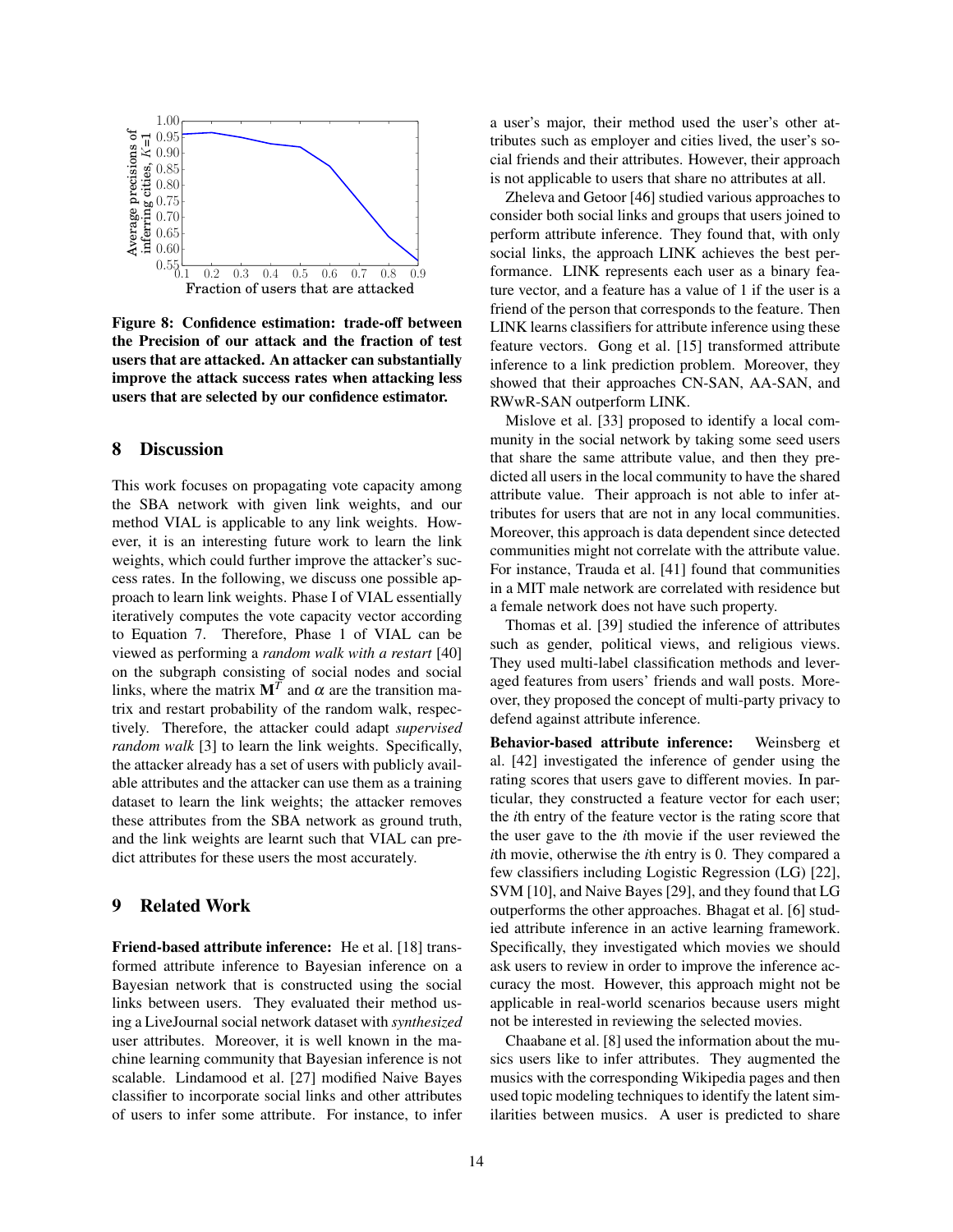**Figure 8: Confidence estimation: trade-off between the Precision of our attack and the fraction of test users that are attacked. An attacker can substantially improve the attack success rates when attacking less users that are selected by our confidence estimator.**

## 8 Discussion

This work focuses on propagating vote capacity among the SBA network with given link weights, and our method VIAL is applicable to any link weights. However, it is an interesting future work to learn the link weights, which could further improve the attacker's success rates. In the following, we discuss one possible approach to learn link weights. Phase I of VIAL essentially iteratively computes the vote capacity vector according to Equation 7. Therefore, Phase 1 of VIAL can be viewed as performing a *random walk with a restart* [40] on the subgraph consisting of social nodes and social links, where the matrix $\mathbf{M}^T$ and $\alpha$ are the transition matrix and restart probability of the random walk, respectively. Therefore, the attacker could adapt *supervised random walk* [3] to learn the link weights. Specifically, the attacker already has a set of users with publicly available attributes and the attacker can use them as a training dataset to learn the link weights; the attacker removes these attributes from the SBA network as ground truth, and the link weights are learnt such that VIAL can predict attributes for these users the most accurately.

## 9 Related Work

**Friend-based attribute inference:** He et al. [18] transformed attribute inference to Bayesian inference on a Bayesian network that is constructed using the social links between users. They evaluated their method using a LiveJournal social network dataset with *synthesized* user attributes. Moreover, it is well known in the machine learning community that Bayesian inference is not scalable. Lindamood et al. [27] modified Naive Bayes classifier to incorporate social links and other attributes of users to infer some attribute. For instance, to infer a user's major, their method used the user's other attributes such as employer and cities lived, the user's social friends and their attributes. However, their approach is not applicable to users that share no attributes at all.

Zheleva and Getoor [46] studied various approaches to consider both social links and groups that users joined to perform attribute inference. They found that, with only social links, the approach LINK achieves the best performance. LINK represents each user as a binary feature vector, and a feature has a value of 1 if the user is a friend of the person that corresponds to the feature. Then LINK learns classifiers for attribute inference using these feature vectors. Gong et al. [15] transformed attribute inference to a link prediction problem. Moreover, they showed that their approaches CN-SAN, AA-SAN, and RWwR-SAN outperform LINK.

Mislove et al. [33] proposed to identify a local community in the social network by taking some seed users that share the same attribute value, and then they predicted all users in the local community to have the shared attribute value. Their approach is not able to infer attributes for users that are not in any local communities. Moreover, this approach is data dependent since detected communities might not correlate with the attribute value. For instance, Trauda et al. [41] found that communities in a MIT male network are correlated with residence but a female network does not have such property.

Thomas et al. [39] studied the inference of attributes such as gender, political views, and religious views. They used multi-label classification methods and leveraged features from users' friends and wall posts. Moreover, they proposed the concept of multi-party privacy to defend against attribute inference.

**Behavior-based attribute inference:** Weinsberg et al. [42] investigated the inference of gender using the rating scores that users gave to different movies. In particular, they constructed a feature vector for each user; the $i$th entry of the feature vector is the rating score that the user gave to the $i$th movie if the user reviewed the $i$th movie, otherwise the $i$th entry is 0. They compared a few classifiers including Logistic Regression (LG) [22], SVM [10], and Naive Bayes [29], and they found that LG outperforms the other approaches. Bhagat et al. [6] studied attribute inference in an active learning framework. Specifically, they investigated which movies we should ask users to review in order to improve the inference accuracy the most. However, this approach might not be applicable in real-world scenarios because users might not be interested in reviewing the selected movies.

Chaabane et al. [8] used the information about the musics users like to infer attributes. They augmented the musics with the corresponding Wikipedia pages and then used topic modeling techniques to identify the latent similarities between musics. A user is predicted to share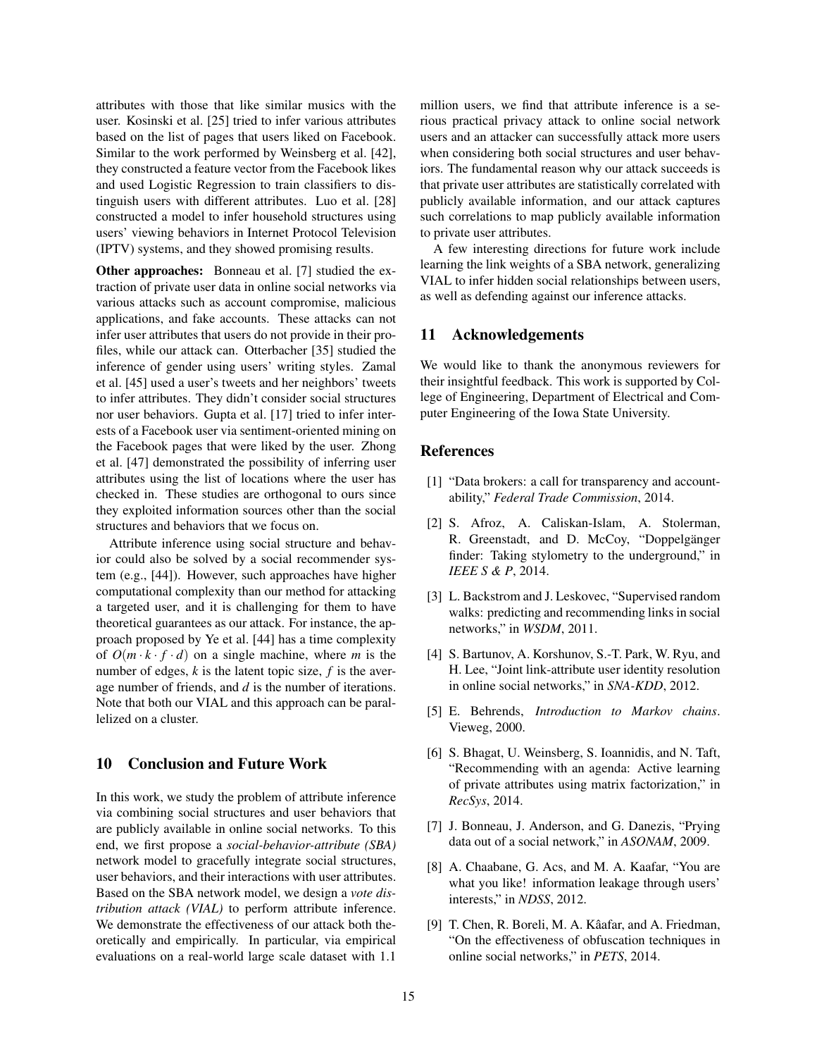attributes with those that like similar musics with the user. Kosinski et al. [25] tried to infer various attributes based on the list of pages that users liked on Facebook. Similar to the work performed by Weinsberg et al. [42], they constructed a feature vector from the Facebook likes and used Logistic Regression to train classifiers to distinguish users with different attributes. Luo et al. [28] constructed a model to infer household structures using users' viewing behaviors in Internet Protocol Television (IPTV) systems, and they showed promising results.

**Other approaches:** Bonneau et al. [7] studied the extraction of private user data in online social networks via various attacks such as account compromise, malicious applications, and fake accounts. These attacks can not infer user attributes that users do not provide in their profiles, while our attack can. Otterbacher [35] studied the inference of gender using users' writing styles. Zamal et al. [45] used a user's tweets and her neighbors' tweets to infer attributes. They didn't consider social structures nor user behaviors. Gupta et al. [17] tried to infer interests of a Facebook user via sentiment-oriented mining on the Facebook pages that were liked by the user. Zhong et al. [47] demonstrated the possibility of inferring user attributes using the list of locations where the user has checked in. These studies are orthogonal to ours since they exploited information sources other than the social structures and behaviors that we focus on.

Attribute inference using social structure and behavior could also be solved by a social recommender system (e.g., [44]). However, such approaches have higher computational complexity than our method for attacking a targeted user, and it is challenging for them to have theoretical guarantees as our attack. For instance, the approach proposed by Ye et al. [44] has a time complexity of $O(m \cdot k \cdot f \cdot d)$ on a single machine, where $m$ is the number of edges, $k$ is the latent topic size, $f$ is the average number of friends, and $d$ is the number of iterations. Note that both our VIAL and this approach can be parallelized on a cluster.

## 10 Conclusion and Future Work

In this work, we study the problem of attribute inference via combining social structures and user behaviors that are publicly available in online social networks. To this end, we first propose a *social-behavior-attribute (SBA)* network model to gracefully integrate social structures, user behaviors, and their interactions with user attributes. Based on the SBA network model, we design a *vote distribution attack (VIAL)* to perform attribute inference. We demonstrate the effectiveness of our attack both theoretically and empirically. In particular, via empirical evaluations on a real-world large scale dataset with 1.1 million users, we find that attribute inference is a serious practical privacy attack to online social network users and an attacker can successfully attack more users when considering both social structures and user behaviors. The fundamental reason why our attack succeeds is that private user attributes are statistically correlated with publicly available information, and our attack captures such correlations to map publicly available information to private user attributes.

A few interesting directions for future work include learning the link weights of a SBA network, generalizing VIAL to infer hidden social relationships between users, as well as defending against our inference attacks.

## 11 Acknowledgements

We would like to thank the anonymous reviewers for their insightful feedback. This work is supported by College of Engineering, Department of Electrical and Computer Engineering of the Iowa State University.

## References

[1] "Data brokers: a call for transparency and accountability," *Federal Trade Commission*, 2014.

[2] S. Afroz, A. Caliskan-Islam, A. Stolerman, R. Greenstadt, and D. McCoy, "Doppelgänger finder: Taking stylometry to the underground," in *IEEE S & P*, 2014.

[3] L. Backstrom and J. Leskovec, "Supervised random walks: predicting and recommending links in social networks," in *WSDM*, 2011.

[4] S. Bartunov, A. Korshunov, S.-T. Park, W. Ryu, and H. Lee, "Joint link-attribute user identity resolution in online social networks," in *SNA-KDD*, 2012.

[5] E. Behrends, *Introduction to Markov chains*. Vieweg, 2000.

[6] S. Bhagat, U. Weinsberg, S. Ioannidis, and N. Taft, "Recommending with an agenda: Active learning of private attributes using matrix factorization," in *RecSys*, 2014.

[7] J. Bonneau, J. Anderson, and G. Danezis, "Prying data out of a social network," in *ASONAM*, 2009.

[8] A. Chaabane, G. Acs, and M. A. Kaafar, "You are what you like! information leakage through users' interests," in *NDSS*, 2012.

[9] T. Chen, R. Boreli, M. A. Kâafar, and A. Friedman, "On the effectiveness of obfuscation techniques in online social networks," in *PETS*, 2014.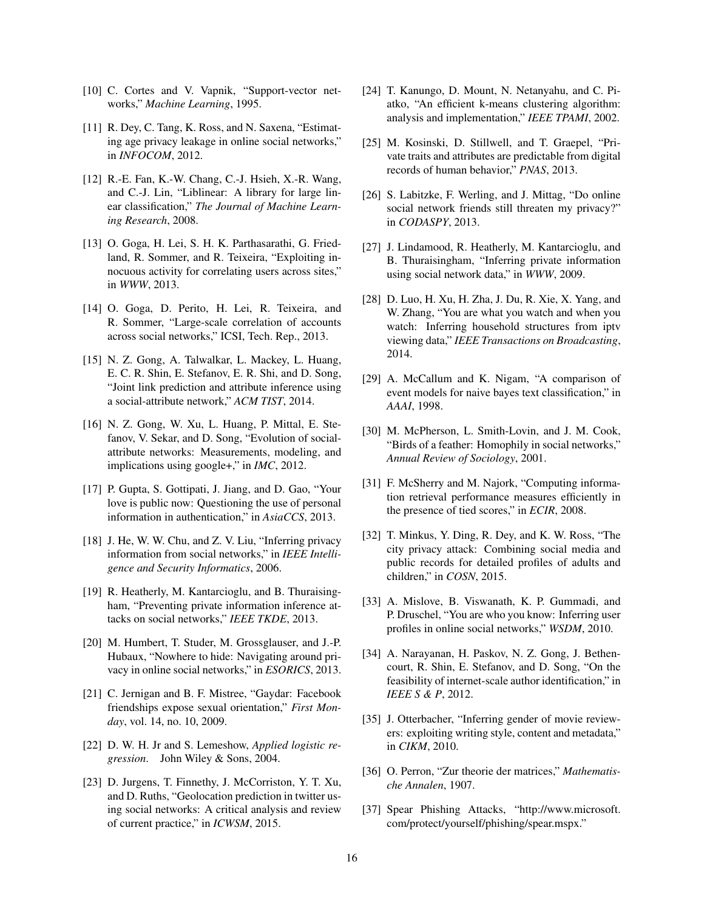[10] C. Cortes and V. Vapnik, "Support-vector networks," *Machine Learning*, 1995.

[11] R. Dey, C. Tang, K. Ross, and N. Saxena, "Estimating age privacy leakage in online social networks," in *INFOCOM*, 2012.

[12] R.-E. Fan, K.-W. Chang, C.-J. Hsieh, X.-R. Wang, and C.-J. Lin, "Liblinear: A library for large linear classification," *The Journal of Machine Learning Research*, 2008.

[13] O. Goga, H. Lei, S. H. K. Parthasarathi, G. Friedland, R. Sommer, and R. Teixeira, "Exploiting innocuous activity for correlating users across sites," in *WWW*, 2013.

[14] O. Goga, D. Perito, H. Lei, R. Teixeira, and R. Sommer, "Large-scale correlation of accounts across social networks," ICSI, Tech. Rep., 2013.

[15] N. Z. Gong, A. Talwalkar, L. Mackey, L. Huang, E. C. R. Shin, E. Stefanov, E. R. Shi, and D. Song, "Joint link prediction and attribute inference using a social-attribute network," *ACM TIST*, 2014.

[16] N. Z. Gong, W. Xu, L. Huang, P. Mittal, E. Stefanov, V. Sekar, and D. Song, "Evolution of social-attribute networks: Measurements, modeling, and implications using google+," in *IMC*, 2012.

[17] P. Gupta, S. Gottipati, J. Jiang, and D. Gao, "Your love is public now: Questioning the use of personal information in authentication," in *AsiaCCS*, 2013.

[18] J. He, W. W. Chu, and Z. V. Liu, "Inferring privacy information from social networks," in *IEEE Intelligence and Security Informatics*, 2006.

[19] R. Heatherly, M. Kantarcioglu, and B. Thuraisingham, "Preventing private information inference attacks on social networks," *IEEE TKDE*, 2013.

[20] M. Humbert, T. Studer, M. Grossglauser, and J.-P. Hubaux, "Nowhere to hide: Navigating around privacy in online social networks," in *ESORICS*, 2013.

[21] C. Jernigan and B. F. Mistree, "Gaydar: Facebook friendships expose sexual orientation," *First Monday*, vol. 14, no. 10, 2009.

[22] D. W. H. Jr and S. Lemeshow, *Applied logistic regression*. John Wiley & Sons, 2004.

[23] D. Jurgens, T. Finnethy, J. McCorriston, Y. T. Xu, and D. Ruths, "Geolocation prediction in twitter using social networks: A critical analysis and review of current practice," in *ICWSM*, 2015.

[24] T. Kanungo, D. Mount, N. Netanyahu, and C. Piatko, "An efficient k-means clustering algorithm: analysis and implementation," *IEEE TPAMI*, 2002.

[25] M. Kosinski, D. Stillwell, and T. Graepel, "Private traits and attributes are predictable from digital records of human behavior," *PNAS*, 2013.

[26] S. Labitzke, F. Werling, and J. Mittag, "Do online social network friends still threaten my privacy?" in *CODASPY*, 2013.

[27] J. Lindamood, R. Heatherly, M. Kantarcioglu, and B. Thuraisingham, "Inferring private information using social network data," in *WWW*, 2009.

[28] D. Luo, H. Xu, H. Zha, J. Du, R. Xie, X. Yang, and W. Zhang, "You are what you watch and when you watch: Inferring household structures from iptv viewing data," *IEEE Transactions on Broadcasting*, 2014.

[29] A. McCallum and K. Nigam, "A comparison of event models for naive bayes text classification," in *AAAI*, 1998.

[30] M. McPherson, L. Smith-Lovin, and J. M. Cook, "Birds of a feather: Homophily in social networks," *Annual Review of Sociology*, 2001.

[31] F. McSherry and M. Najork, "Computing information retrieval performance measures efficiently in the presence of tied scores," in *ECIR*, 2008.

[32] T. Minkus, Y. Ding, R. Dey, and K. W. Ross, "The city privacy attack: Combining social media and public records for detailed profiles of adults and children," in *COSN*, 2015.

[33] A. Mislove, B. Viswanath, K. P. Gummadi, and P. Druschel, "You are who you know: Inferring user profiles in online social networks," *WSDM*, 2010.

[34] A. Narayanan, H. Paskov, N. Z. Gong, J. Bethencourt, R. Shin, E. Stefanov, and D. Song, "On the feasibility of internet-scale author identification," in *IEEE S & P*, 2012.

[35] J. Otterbacher, "Inferring gender of movie reviewers: exploiting writing style, content and metadata," in *CIKM*, 2010.

[36] O. Perron, "Zur theorie der matrices," *Mathematische Annalen*, 1907.

[37] Spear Phishing Attacks, "http://www.microsoft.com/protect/yourself/phishing/spear.mspx."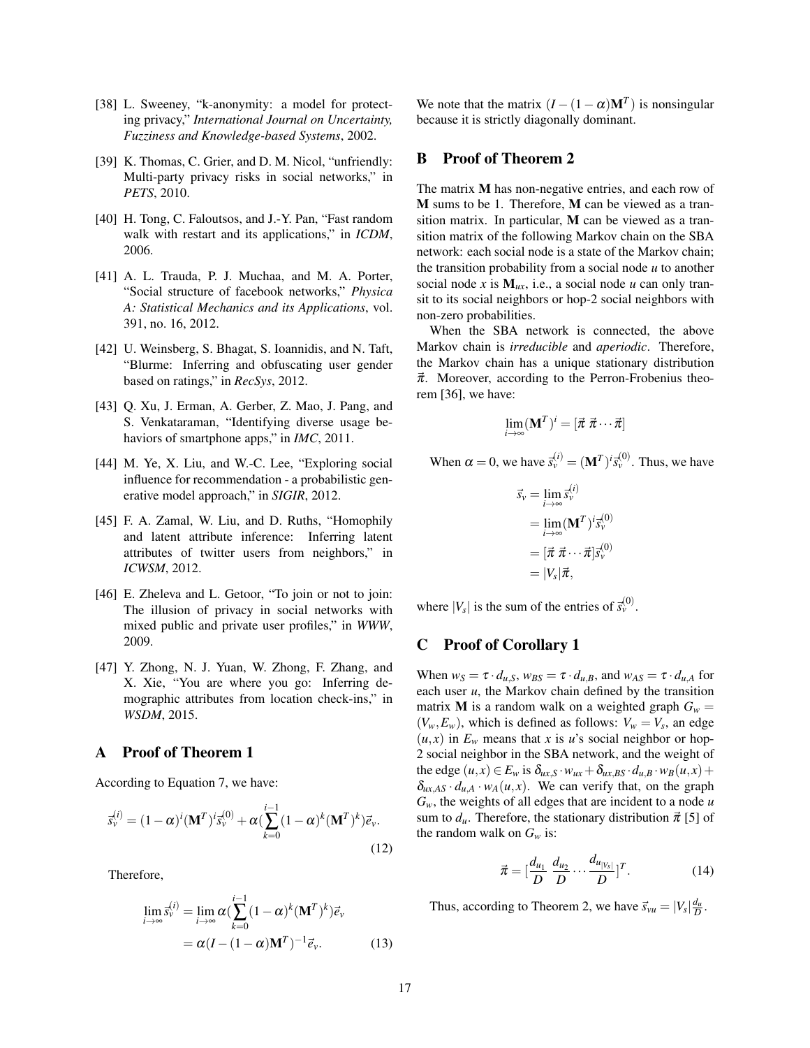[38] L. Sweeney, "k-anonymity: a model for protecting privacy," *International Journal on Uncertainty, Fuzziness and Knowledge-based Systems*, 2002.

[39] K. Thomas, C. Grier, and D. M. Nicol, "unfriendly: Multi-party privacy risks in social networks," in *PETS*, 2010.

[40] H. Tong, C. Faloutsos, and J.-Y. Pan, "Fast random walk with restart and its applications," in *ICDM*, 2006.

[41] A. L. Trauda, P. J. Muchaa, and M. A. Porter, "Social structure of facebook networks," *Physica A: Statistical Mechanics and its Applications*, vol. 391, no. 16, 2012.

[42] U. Weinsberg, S. Bhagat, S. Ioannidis, and N. Taft, "Blurme: Inferring and obfuscating user gender based on ratings," in *RecSys*, 2012.

[43] Q. Xu, J. Erman, A. Gerber, Z. Mao, J. Pang, and S. Venkataraman, "Identifying diverse usage behaviors of smartphone apps," in *IMC*, 2011.

[44] M. Ye, X. Liu, and W.-C. Lee, "Exploring social influence for recommendation - a probabilistic generative model approach," in *SIGIR*, 2012.

[45] F. A. Zamal, W. Liu, and D. Ruths, "Homophily and latent attribute inference: Inferring latent attributes of twitter users from neighbors," in *ICWSM*, 2012.

[46] E. Zheleva and L. Getoor, "To join or not to join: The illusion of privacy in social networks with mixed public and private user profiles," in *WWW*, 2009.

[47] Y. Zhong, N. J. Yuan, W. Zhong, F. Zhang, and X. Xie, "You are where you go: Inferring demographic attributes from location check-ins," in *WSDM*, 2015.

## A Proof of Theorem 1

According to Equation 7, we have:

$$\vec{s}_v^{(i)} = (1-\alpha)^i (\mathbf{M}^T)^i \vec{s}_v^{(0)} + \alpha \left(\sum_{k=0}^{i-1} (1-\alpha)^k (\mathbf{M}^T)^k\right) \vec{e}_v. \tag{12}$$

Therefore,

$$\begin{aligned}
\lim_{i\to\infty} \vec{s}_v^{(i)} &= \lim_{i\to\infty} \alpha \left(\sum_{k=0}^{i-1} (1-\alpha)^k (\mathbf{M}^T)^k\right) \vec{e}_v \\
&= \alpha (I - (1-\alpha)\mathbf{M}^T)^{-1} \vec{e}_v.
\end{aligned} \tag{13}$$

We note that the matrix $(I-(1-\alpha)\mathbf{M}^T)$ is nonsingular because it is strictly diagonally dominant.

## B Proof of Theorem 2

The matrix $\mathbf{M}$ has non-negative entries, and each row of $\mathbf{M}$ sums to be 1. Therefore, $\mathbf{M}$ can be viewed as a transition matrix. In particular, $\mathbf{M}$ can be viewed as a transition matrix of the following Markov chain on the SBA network: each social node is a state of the Markov chain; the transition probability from a social node $u$ to another social node $x$ is $\mathbf{M}_{ux}$, i.e., a social node $u$ can only transit to its social neighbors or hop-2 social neighbors with non-zero probabilities.

When the SBA network is connected, the above Markov chain is *irreducible* and *aperiodic*. Therefore, the Markov chain has a unique stationary distribution $\vec{\pi}$. Moreover, according to the Perron-Frobenius theorem [36], we have:

$$\lim_{i\to\infty} (\mathbf{M}^T)^i = [\vec{\pi}\ \vec{\pi} \cdots \vec{\pi}]$$

When $\alpha = 0$, we have $\vec{s}_v^{(i)} = (\mathbf{M}^T)^i \vec{s}_v^{(0)}$. Thus, we have

$$\begin{aligned}
\vec{s}_v &= \lim_{i\to\infty} \vec{s}_v^{(i)} \\
&= \lim_{i\to\infty} (\mathbf{M}^T)^i \vec{s}_v^{(0)} \\
&= [\vec{\pi}\ \vec{\pi} \cdots \vec{\pi}] \vec{s}_v^{(0)} \\
&= |V_s| \vec{\pi},
\end{aligned}$$

where $|V_s|$ is the sum of the entries of $\vec{s}_v^{(0)}$.

## C Proof of Corollary 1

When $w_S = \tau \cdot d_{u,S}$, $w_{BS} = \tau \cdot d_{u,B}$, and $w_{AS} = \tau \cdot d_{u,A}$ for each user $u$, the Markov chain defined by the transition matrix $\mathbf{M}$ is a random walk on a weighted graph $G_w = (V_w, E_w)$, which is defined as follows: $V_w = V_s$, an edge $(u,x)$ in $E_w$ means that $x$ is $u$'s social neighbor or hop-2 social neighbor in the SBA network, and the weight of the edge $(u,x) \in E_w$ is $\delta_{ux,S} \cdot w_{ux} + \delta_{ux,BS} \cdot d_{u,B} \cdot w_B(u,x) + \delta_{ux,AS} \cdot d_{u,A} \cdot w_A(u,x)$. We can verify that, on the graph $G_w$, the weights of all edges that are incident to a node $u$ sum to $d_u$. Therefore, the stationary distribution $\vec{\pi}$ [5] of the random walk on $G_w$ is:

$$\vec{\pi} = \left[\frac{d_{u_1}}{D}\ \frac{d_{u_2}}{D} \cdots \frac{d_{u_{|V_s|}}}{D}\right]^T. \tag{14}$$

Thus, according to Theorem 2, we have $\vec{s}_{vu} = |V_s| \frac{d_u}{D}$.